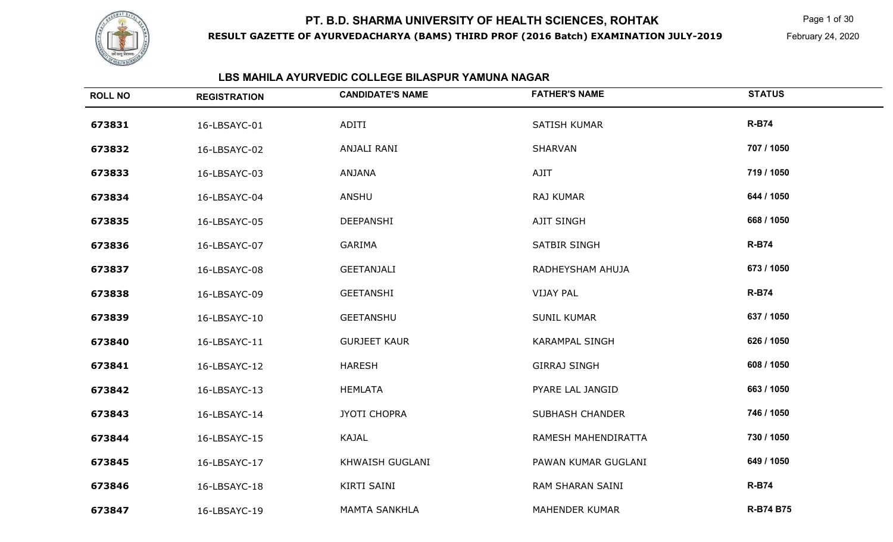# PT. B.D. SHARMA UNIVERSITY OF HEALTH SCIENCES, ROHTAK

**RESULT GAZETTE OF AYURVEDACHARYA (BAMS) THIRD PROF (2016 Batch) EXAMINATION JULY-2019**

February 24, 2020

## LBS MAHILA AYURVEDIC COLLEGE BILASPUR YAMUNA NAGAR

| ROLL NO | REGISTRATION | CANDIDATE'S NAME | FATHER'S NAME | STATUS |
|---|---|---|---|---|
| 673831 | 16-LBSAYC-01 | ADITI | SATISH KUMAR | R-B74 |
| 673832 | 16-LBSAYC-02 | ANJALI RANI | SHARVAN | 707 / 1050 |
| 673833 | 16-LBSAYC-03 | ANJANA | AJIT | 719 / 1050 |
| 673834 | 16-LBSAYC-04 | ANSHU | RAJ KUMAR | 644 / 1050 |
| 673835 | 16-LBSAYC-05 | DEEPANSHI | AJIT SINGH | 668 / 1050 |
| 673836 | 16-LBSAYC-07 | GARIMA | SATBIR SINGH | R-B74 |
| 673837 | 16-LBSAYC-08 | GEETANJALI | RADHEYSHAM AHUJA | 673 / 1050 |
| 673838 | 16-LBSAYC-09 | GEETANSHI | VIJAY PAL | R-B74 |
| 673839 | 16-LBSAYC-10 | GEETANSHU | SUNIL KUMAR | 637 / 1050 |
| 673840 | 16-LBSAYC-11 | GURJEET KAUR | KARAMPAL SINGH | 626 / 1050 |
| 673841 | 16-LBSAYC-12 | HARESH | GIRRAJ SINGH | 608 / 1050 |
| 673842 | 16-LBSAYC-13 | HEMLATA | PYARE LAL JANGID | 663 / 1050 |
| 673843 | 16-LBSAYC-14 | JYOTI CHOPRA | SUBHASH CHANDER | 746 / 1050 |
| 673844 | 16-LBSAYC-15 | KAJAL | RAMESH MAHENDIRATTA | 730 / 1050 |
| 673845 | 16-LBSAYC-17 | KHWAISH GUGLANI | PAWAN KUMAR GUGLANI | 649 / 1050 |
| 673846 | 16-LBSAYC-18 | KIRTI SAINI | RAM SHARAN SAINI | R-B74 |
| 673847 | 16-LBSAYC-19 | MAMTA SANKHLA | MAHENDER KUMAR | R-B74 B75 |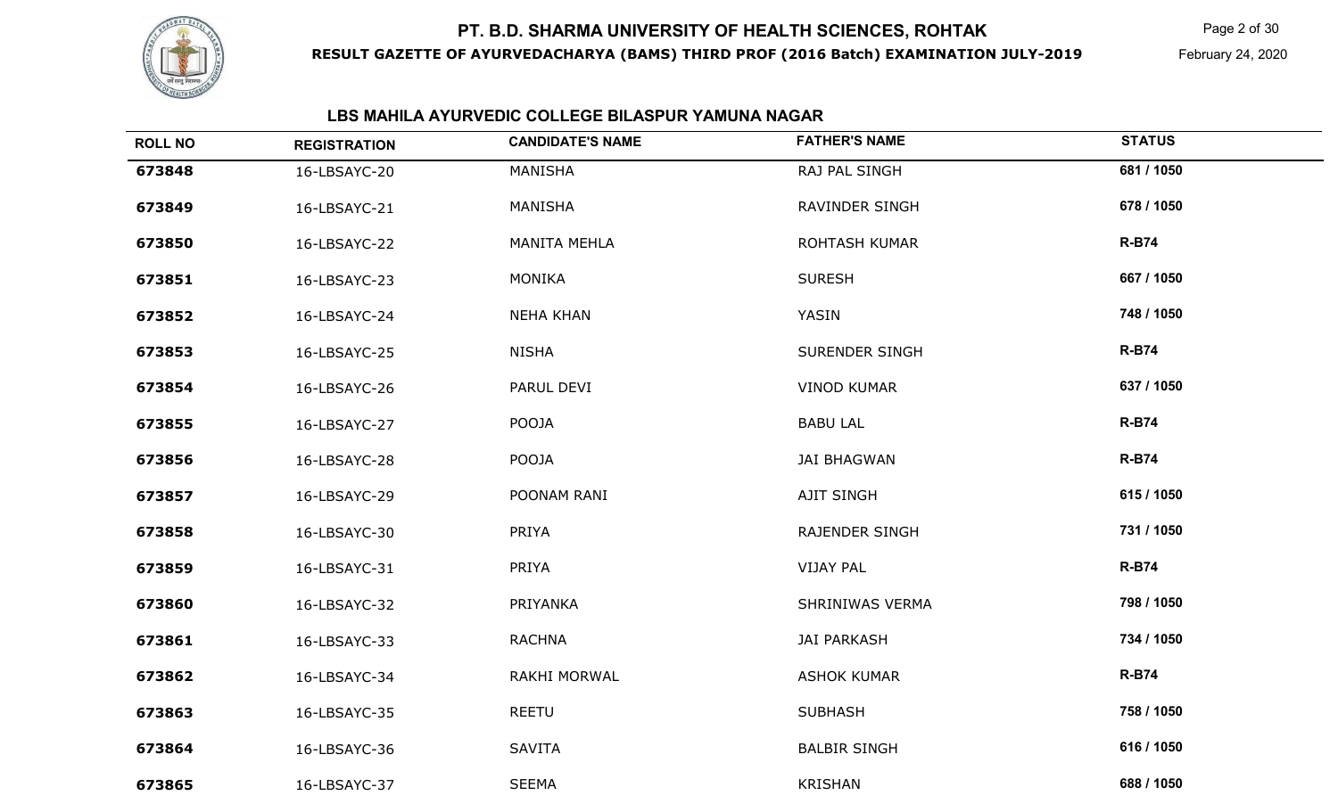# PT. B.D. SHARMA UNIVERSITY OF HEALTH SCIENCES, ROHTAK

**RESULT GAZETTE OF AYURVEDACHARYA (BAMS) THIRD PROF (2016 Batch) EXAMINATION JULY-2019**

February 24, 2020

## LBS MAHILA AYURVEDIC COLLEGE BILASPUR YAMUNA NAGAR

| ROLL NO | REGISTRATION | CANDIDATE'S NAME | FATHER'S NAME | STATUS |
|---|---|---|---|---|
| **673848** | 16-LBSAYC-20 | MANISHA | RAJ PAL SINGH | **681 / 1050** |
| **673849** | 16-LBSAYC-21 | MANISHA | RAVINDER SINGH | **678 / 1050** |
| **673850** | 16-LBSAYC-22 | MANITA MEHLA | ROHTASH KUMAR | **R-B74** |
| **673851** | 16-LBSAYC-23 | MONIKA | SURESH | **667 / 1050** |
| **673852** | 16-LBSAYC-24 | NEHA KHAN | YASIN | **748 / 1050** |
| **673853** | 16-LBSAYC-25 | NISHA | SURENDER SINGH | **R-B74** |
| **673854** | 16-LBSAYC-26 | PARUL DEVI | VINOD KUMAR | **637 / 1050** |
| **673855** | 16-LBSAYC-27 | POOJA | BABU LAL | **R-B74** |
| **673856** | 16-LBSAYC-28 | POOJA | JAI BHAGWAN | **R-B74** |
| **673857** | 16-LBSAYC-29 | POONAM RANI | AJIT SINGH | **615 / 1050** |
| **673858** | 16-LBSAYC-30 | PRIYA | RAJENDER SINGH | **731 / 1050** |
| **673859** | 16-LBSAYC-31 | PRIYA | VIJAY PAL | **R-B74** |
| **673860** | 16-LBSAYC-32 | PRIYANKA | SHRINIWAS VERMA | **798 / 1050** |
| **673861** | 16-LBSAYC-33 | RACHNA | JAI PARKASH | **734 / 1050** |
| **673862** | 16-LBSAYC-34 | RAKHI MORWAL | ASHOK KUMAR | **R-B74** |
| **673863** | 16-LBSAYC-35 | REETU | SUBHASH | **758 / 1050** |
| **673864** | 16-LBSAYC-36 | SAVITA | BALBIR SINGH | **616 / 1050** |
| **673865** | 16-LBSAYC-37 | SEEMA | KRISHAN | **688 / 1050** |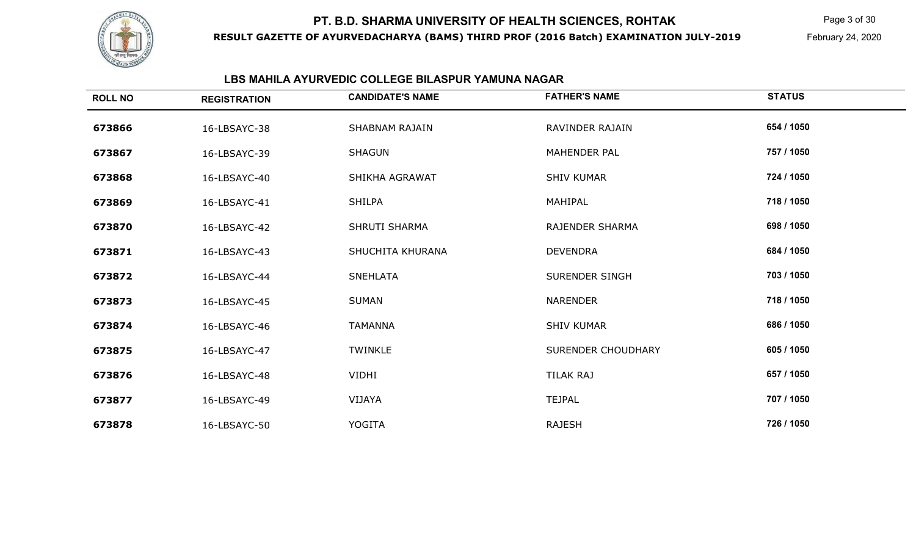## LBS MAHILA AYURVEDIC COLLEGE BILASPUR YAMUNA NAGAR

| ROLL NO | REGISTRATION | CANDIDATE'S NAME | FATHER'S NAME | STATUS |
|---|---|---|---|---|
| 673866 | 16-LBSAYC-38 | SHABNAM RAJAIN | RAVINDER RAJAIN | 654 / 1050 |
| 673867 | 16-LBSAYC-39 | SHAGUN | MAHENDER PAL | 757 / 1050 |
| 673868 | 16-LBSAYC-40 | SHIKHA AGRAWAT | SHIV KUMAR | 724 / 1050 |
| 673869 | 16-LBSAYC-41 | SHILPA | MAHIPAL | 718 / 1050 |
| 673870 | 16-LBSAYC-42 | SHRUTI SHARMA | RAJENDER SHARMA | 698 / 1050 |
| 673871 | 16-LBSAYC-43 | SHUCHITA KHURANA | DEVENDRA | 684 / 1050 |
| 673872 | 16-LBSAYC-44 | SNEHLATA | SURENDER SINGH | 703 / 1050 |
| 673873 | 16-LBSAYC-45 | SUMAN | NARENDER | 718 / 1050 |
| 673874 | 16-LBSAYC-46 | TAMANNA | SHIV KUMAR | 686 / 1050 |
| 673875 | 16-LBSAYC-47 | TWINKLE | SURENDER CHOUDHARY | 605 / 1050 |
| 673876 | 16-LBSAYC-48 | VIDHI | TILAK RAJ | 657 / 1050 |
| 673877 | 16-LBSAYC-49 | VIJAYA | TEJPAL | 707 / 1050 |
| 673878 | 16-LBSAYC-50 | YOGITA | RAJESH | 726 / 1050 |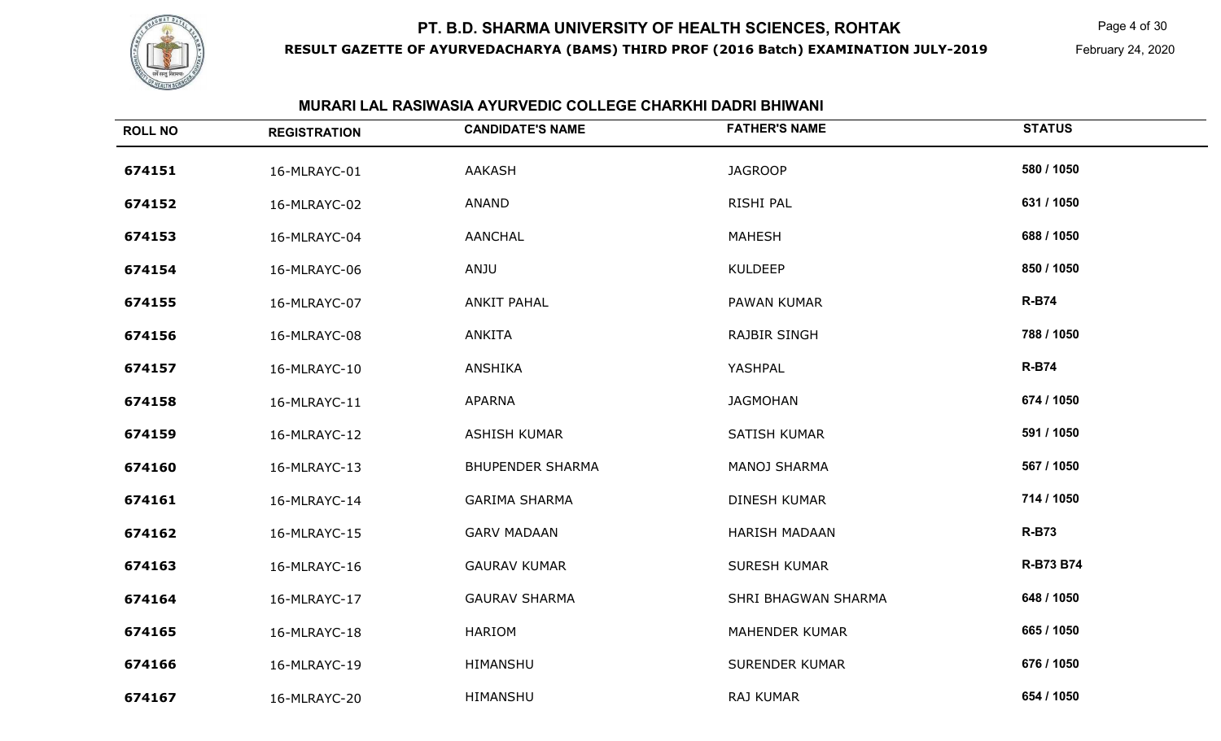# PT. B.D. SHARMA UNIVERSITY OF HEALTH SCIENCES, ROHTAK

**RESULT GAZETTE OF AYURVEDACHARYA (BAMS) THIRD PROF (2016 Batch) EXAMINATION JULY-2019**

February 24, 2020

## MURARI LAL RASIWASIA AYURVEDIC COLLEGE CHARKHI DADRI BHIWANI

| ROLL NO | REGISTRATION | CANDIDATE'S NAME | FATHER'S NAME | STATUS |
|---|---|---|---|---|
| 674151 | 16-MLRAYC-01 | AAKASH | JAGROOP | 580 / 1050 |
| 674152 | 16-MLRAYC-02 | ANAND | RISHI PAL | 631 / 1050 |
| 674153 | 16-MLRAYC-04 | AANCHAL | MAHESH | 688 / 1050 |
| 674154 | 16-MLRAYC-06 | ANJU | KULDEEP | 850 / 1050 |
| 674155 | 16-MLRAYC-07 | ANKIT PAHAL | PAWAN KUMAR | R-B74 |
| 674156 | 16-MLRAYC-08 | ANKITA | RAJBIR SINGH | 788 / 1050 |
| 674157 | 16-MLRAYC-10 | ANSHIKA | YASHPAL | R-B74 |
| 674158 | 16-MLRAYC-11 | APARNA | JAGMOHAN | 674 / 1050 |
| 674159 | 16-MLRAYC-12 | ASHISH KUMAR | SATISH KUMAR | 591 / 1050 |
| 674160 | 16-MLRAYC-13 | BHUPENDER SHARMA | MANOJ SHARMA | 567 / 1050 |
| 674161 | 16-MLRAYC-14 | GARIMA SHARMA | DINESH KUMAR | 714 / 1050 |
| 674162 | 16-MLRAYC-15 | GARV MADAAN | HARISH MADAAN | R-B73 |
| 674163 | 16-MLRAYC-16 | GAURAV KUMAR | SURESH KUMAR | R-B73 B74 |
| 674164 | 16-MLRAYC-17 | GAURAV SHARMA | SHRI BHAGWAN SHARMA | 648 / 1050 |
| 674165 | 16-MLRAYC-18 | HARIOM | MAHENDER KUMAR | 665 / 1050 |
| 674166 | 16-MLRAYC-19 | HIMANSHU | SURENDER KUMAR | 676 / 1050 |
| 674167 | 16-MLRAYC-20 | HIMANSHU | RAJ KUMAR | 654 / 1050 |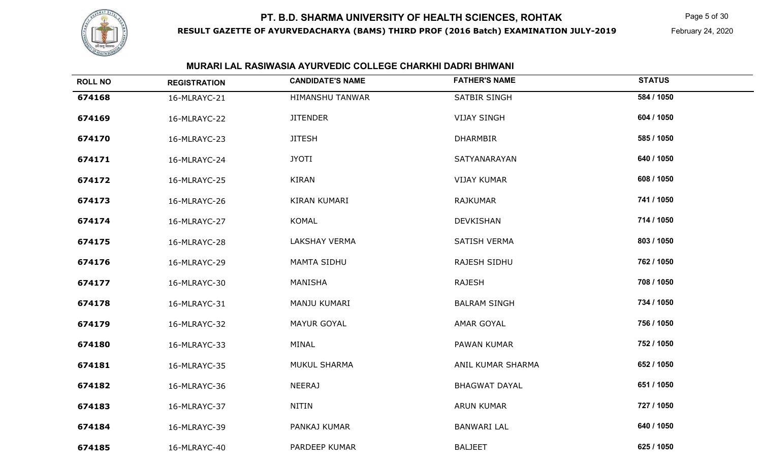# PT. B.D. SHARMA UNIVERSITY OF HEALTH SCIENCES, ROHTAK

**RESULT GAZETTE OF AYURVEDACHARYA (BAMS) THIRD PROF (2016 Batch) EXAMINATION JULY-2019**

February 24, 2020

## MURARI LAL RASIWASIA AYURVEDIC COLLEGE CHARKHI DADRI BHIWANI

| ROLL NO | REGISTRATION | CANDIDATE'S NAME | FATHER'S NAME | STATUS |
|---|---|---|---|---|
| 674168 | 16-MLRAYC-21 | HIMANSHU TANWAR | SATBIR SINGH | 584 / 1050 |
| 674169 | 16-MLRAYC-22 | JITENDER | VIJAY SINGH | 604 / 1050 |
| 674170 | 16-MLRAYC-23 | JITESH | DHARMBIR | 585 / 1050 |
| 674171 | 16-MLRAYC-24 | JYOTI | SATYANARAYAN | 640 / 1050 |
| 674172 | 16-MLRAYC-25 | KIRAN | VIJAY KUMAR | 608 / 1050 |
| 674173 | 16-MLRAYC-26 | KIRAN KUMARI | RAJKUMAR | 741 / 1050 |
| 674174 | 16-MLRAYC-27 | KOMAL | DEVKISHAN | 714 / 1050 |
| 674175 | 16-MLRAYC-28 | LAKSHAY VERMA | SATISH VERMA | 803 / 1050 |
| 674176 | 16-MLRAYC-29 | MAMTA SIDHU | RAJESH SIDHU | 762 / 1050 |
| 674177 | 16-MLRAYC-30 | MANISHA | RAJESH | 708 / 1050 |
| 674178 | 16-MLRAYC-31 | MANJU KUMARI | BALRAM SINGH | 734 / 1050 |
| 674179 | 16-MLRAYC-32 | MAYUR GOYAL | AMAR GOYAL | 756 / 1050 |
| 674180 | 16-MLRAYC-33 | MINAL | PAWAN KUMAR | 752 / 1050 |
| 674181 | 16-MLRAYC-35 | MUKUL SHARMA | ANIL KUMAR SHARMA | 652 / 1050 |
| 674182 | 16-MLRAYC-36 | NEERAJ | BHAGWAT DAYAL | 651 / 1050 |
| 674183 | 16-MLRAYC-37 | NITIN | ARUN KUMAR | 727 / 1050 |
| 674184 | 16-MLRAYC-39 | PANKAJ KUMAR | BANWARI LAL | 640 / 1050 |
| 674185 | 16-MLRAYC-40 | PARDEEP KUMAR | BALJEET | 625 / 1050 |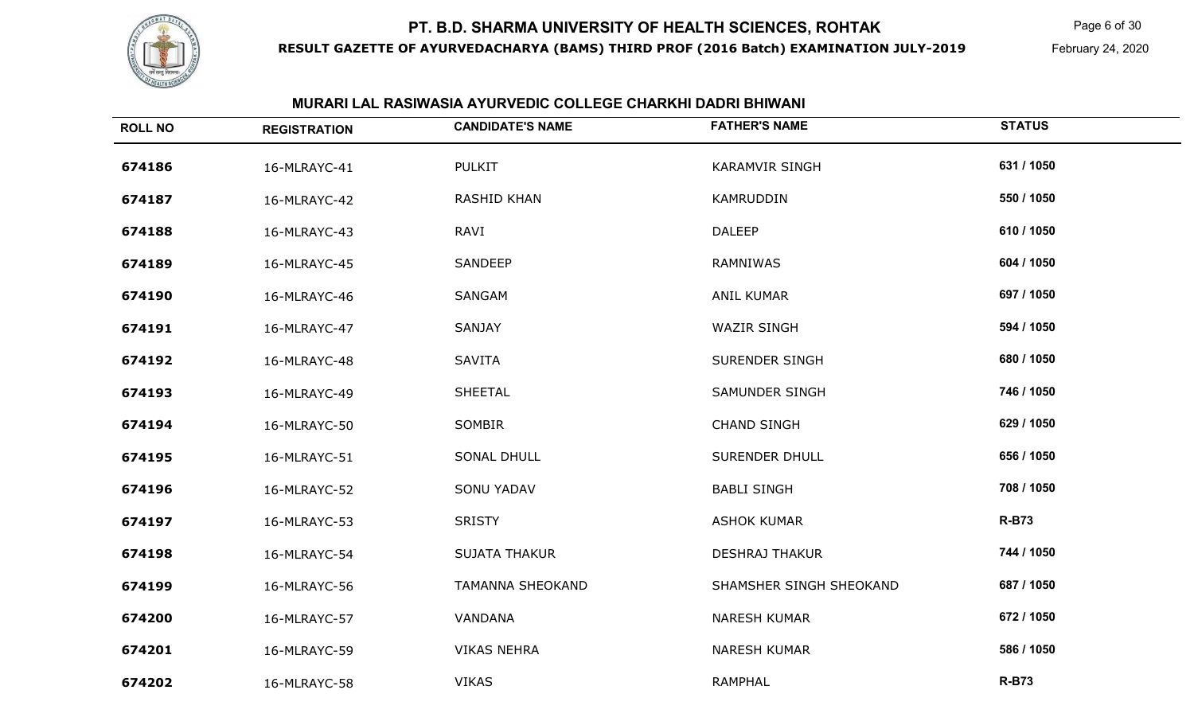## MURARI LAL RASIWASIA AYURVEDIC COLLEGE CHARKHI DADRI BHIWANI

| ROLL NO | REGISTRATION | CANDIDATE'S NAME | FATHER'S NAME | STATUS |
|---|---|---|---|---|
| 674186 | 16-MLRAYC-41 | PULKIT | KARAMVIR SINGH | 631 / 1050 |
| 674187 | 16-MLRAYC-42 | RASHID KHAN | KAMRUDDIN | 550 / 1050 |
| 674188 | 16-MLRAYC-43 | RAVI | DALEEP | 610 / 1050 |
| 674189 | 16-MLRAYC-45 | SANDEEP | RAMNIWAS | 604 / 1050 |
| 674190 | 16-MLRAYC-46 | SANGAM | ANIL KUMAR | 697 / 1050 |
| 674191 | 16-MLRAYC-47 | SANJAY | WAZIR SINGH | 594 / 1050 |
| 674192 | 16-MLRAYC-48 | SAVITA | SURENDER SINGH | 680 / 1050 |
| 674193 | 16-MLRAYC-49 | SHEETAL | SAMUNDER SINGH | 746 / 1050 |
| 674194 | 16-MLRAYC-50 | SOMBIR | CHAND SINGH | 629 / 1050 |
| 674195 | 16-MLRAYC-51 | SONAL DHULL | SURENDER DHULL | 656 / 1050 |
| 674196 | 16-MLRAYC-52 | SONU YADAV | BABLI SINGH | 708 / 1050 |
| 674197 | 16-MLRAYC-53 | SRISTY | ASHOK KUMAR | R-B73 |
| 674198 | 16-MLRAYC-54 | SUJATA THAKUR | DESHRAJ THAKUR | 744 / 1050 |
| 674199 | 16-MLRAYC-56 | TAMANNA SHEOKAND | SHAMSHER SINGH SHEOKAND | 687 / 1050 |
| 674200 | 16-MLRAYC-57 | VANDANA | NARESH KUMAR | 672 / 1050 |
| 674201 | 16-MLRAYC-59 | VIKAS NEHRA | NARESH KUMAR | 586 / 1050 |
| 674202 | 16-MLRAYC-58 | VIKAS | RAMPHAL | R-B73 |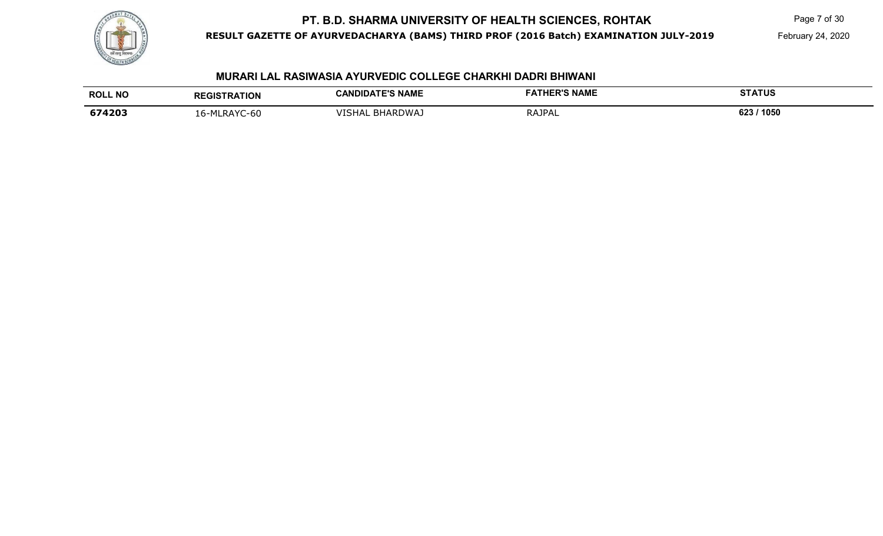## MURARI LAL RASIWASIA AYURVEDIC COLLEGE CHARKHI DADRI BHIWANI

| ROLL NO | REGISTRATION | CANDIDATE'S NAME | FATHER'S NAME | STATUS |
|---|---|---|---|---|
| 674203 | 16-MLRAYC-60 | VISHAL BHARDWAJ | RAJPAL | 623 / 1050 |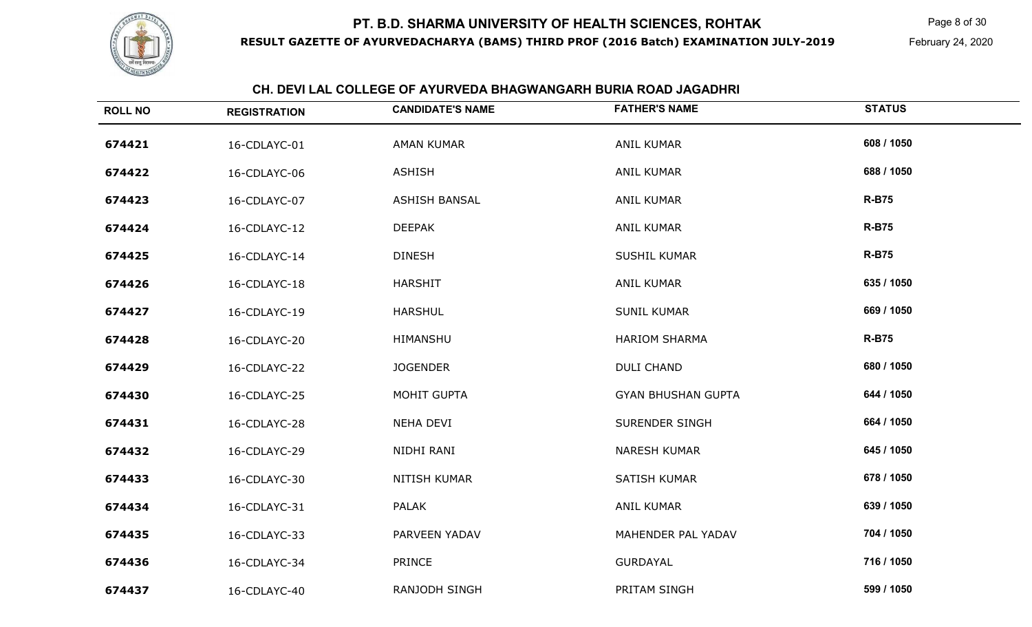# PT. B.D. SHARMA UNIVERSITY OF HEALTH SCIENCES, ROHTAK

**RESULT GAZETTE OF AYURVEDACHARYA (BAMS) THIRD PROF (2016 Batch) EXAMINATION JULY-2019**

February 24, 2020

## CH. DEVI LAL COLLEGE OF AYURVEDA BHAGWANGARH BURIA ROAD JAGADHRI

| ROLL NO | REGISTRATION | CANDIDATE'S NAME | FATHER'S NAME | STATUS |
|---|---|---|---|---|
| 674421 | 16-CDLAYC-01 | AMAN KUMAR | ANIL KUMAR | 608 / 1050 |
| 674422 | 16-CDLAYC-06 | ASHISH | ANIL KUMAR | 688 / 1050 |
| 674423 | 16-CDLAYC-07 | ASHISH BANSAL | ANIL KUMAR | R-B75 |
| 674424 | 16-CDLAYC-12 | DEEPAK | ANIL KUMAR | R-B75 |
| 674425 | 16-CDLAYC-14 | DINESH | SUSHIL KUMAR | R-B75 |
| 674426 | 16-CDLAYC-18 | HARSHIT | ANIL KUMAR | 635 / 1050 |
| 674427 | 16-CDLAYC-19 | HARSHUL | SUNIL KUMAR | 669 / 1050 |
| 674428 | 16-CDLAYC-20 | HIMANSHU | HARIOM SHARMA | R-B75 |
| 674429 | 16-CDLAYC-22 | JOGENDER | DULI CHAND | 680 / 1050 |
| 674430 | 16-CDLAYC-25 | MOHIT GUPTA | GYAN BHUSHAN GUPTA | 644 / 1050 |
| 674431 | 16-CDLAYC-28 | NEHA DEVI | SURENDER SINGH | 664 / 1050 |
| 674432 | 16-CDLAYC-29 | NIDHI RANI | NARESH KUMAR | 645 / 1050 |
| 674433 | 16-CDLAYC-30 | NITISH KUMAR | SATISH KUMAR | 678 / 1050 |
| 674434 | 16-CDLAYC-31 | PALAK | ANIL KUMAR | 639 / 1050 |
| 674435 | 16-CDLAYC-33 | PARVEEN YADAV | MAHENDER PAL YADAV | 704 / 1050 |
| 674436 | 16-CDLAYC-34 | PRINCE | GURDAYAL | 716 / 1050 |
| 674437 | 16-CDLAYC-40 | RANJODH SINGH | PRITAM SINGH | 599 / 1050 |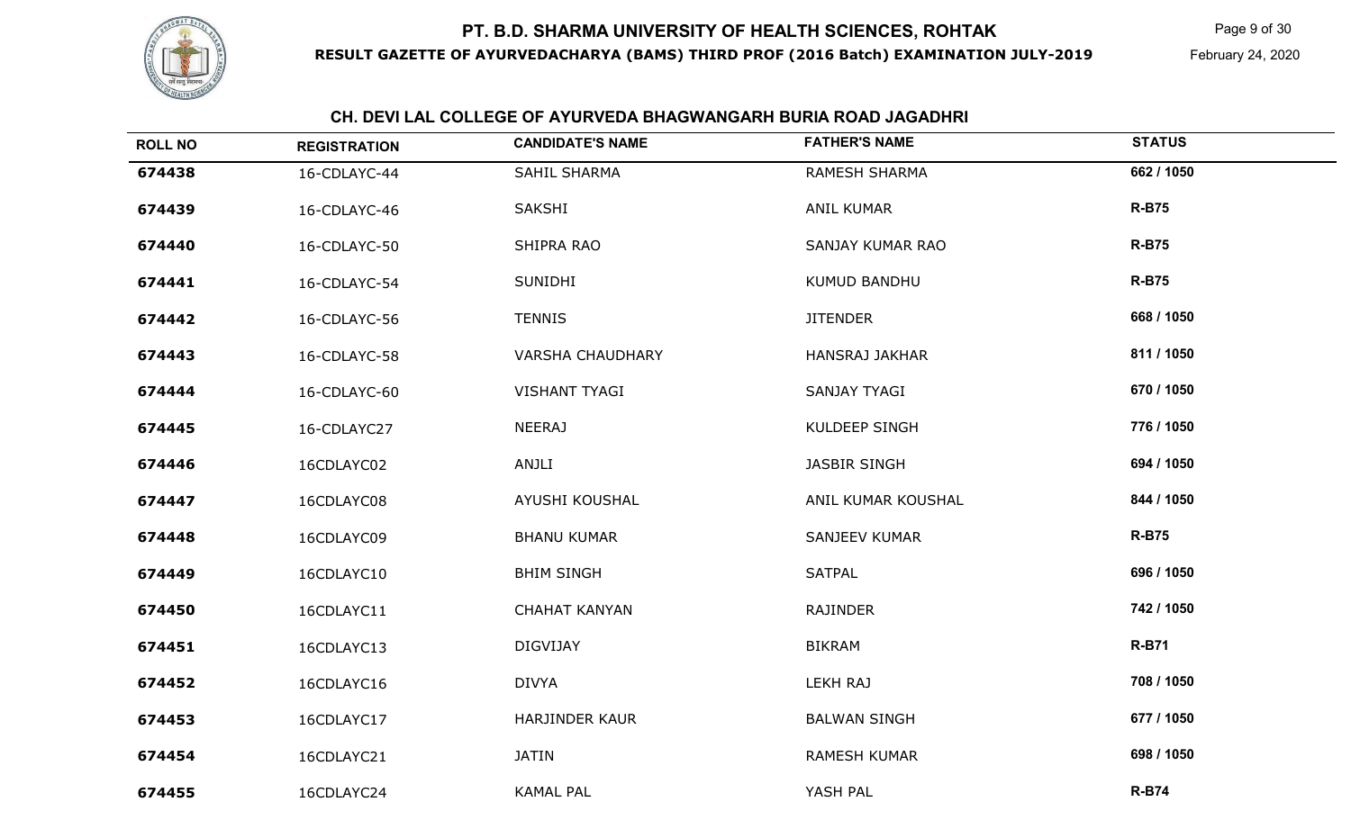# PT. B.D. SHARMA UNIVERSITY OF HEALTH SCIENCES, ROHTAK

**RESULT GAZETTE OF AYURVEDACHARYA (BAMS) THIRD PROF (2016 Batch) EXAMINATION JULY-2019**

February 24, 2020

## CH. DEVI LAL COLLEGE OF AYURVEDA BHAGWANGARH BURIA ROAD JAGADHRI

| ROLL NO | REGISTRATION | CANDIDATE'S NAME | FATHER'S NAME | STATUS |
|---|---|---|---|---|
| 674438 | 16-CDLAYC-44 | SAHIL SHARMA | RAMESH SHARMA | 662 / 1050 |
| 674439 | 16-CDLAYC-46 | SAKSHI | ANIL KUMAR | R-B75 |
| 674440 | 16-CDLAYC-50 | SHIPRA RAO | SANJAY KUMAR RAO | R-B75 |
| 674441 | 16-CDLAYC-54 | SUNIDHI | KUMUD BANDHU | R-B75 |
| 674442 | 16-CDLAYC-56 | TENNIS | JITENDER | 668 / 1050 |
| 674443 | 16-CDLAYC-58 | VARSHA CHAUDHARY | HANSRAJ JAKHAR | 811 / 1050 |
| 674444 | 16-CDLAYC-60 | VISHANT TYAGI | SANJAY TYAGI | 670 / 1050 |
| 674445 | 16-CDLAYC27 | NEERAJ | KULDEEP SINGH | 776 / 1050 |
| 674446 | 16CDLAYC02 | ANJLI | JASBIR SINGH | 694 / 1050 |
| 674447 | 16CDLAYC08 | AYUSHI KOUSHAL | ANIL KUMAR KOUSHAL | 844 / 1050 |
| 674448 | 16CDLAYC09 | BHANU KUMAR | SANJEEV KUMAR | R-B75 |
| 674449 | 16CDLAYC10 | BHIM SINGH | SATPAL | 696 / 1050 |
| 674450 | 16CDLAYC11 | CHAHAT KANYAN | RAJINDER | 742 / 1050 |
| 674451 | 16CDLAYC13 | DIGVIJAY | BIKRAM | R-B71 |
| 674452 | 16CDLAYC16 | DIVYA | LEKH RAJ | 708 / 1050 |
| 674453 | 16CDLAYC17 | HARJINDER KAUR | BALWAN SINGH | 677 / 1050 |
| 674454 | 16CDLAYC21 | JATIN | RAMESH KUMAR | 698 / 1050 |
| 674455 | 16CDLAYC24 | KAMAL PAL | YASH PAL | R-B74 |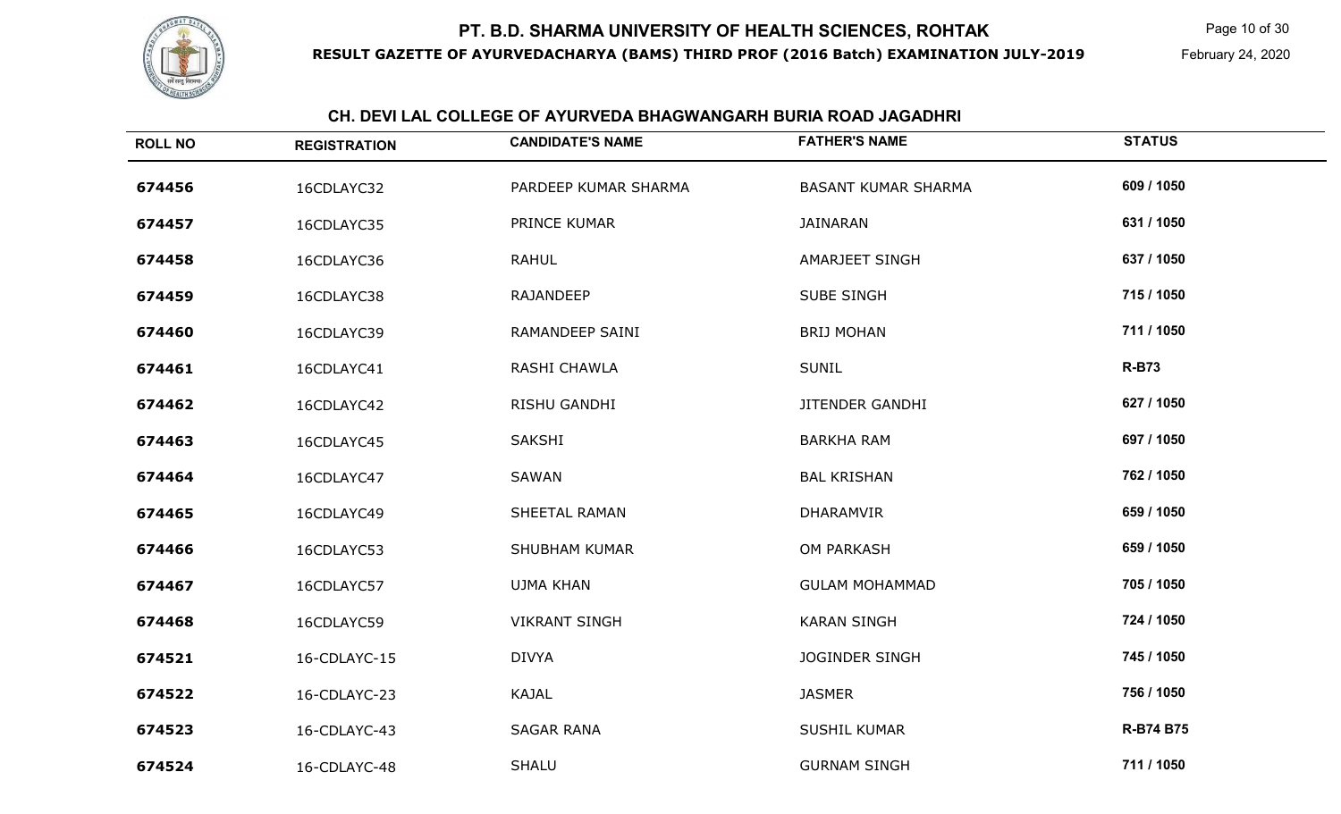# PT. B.D. SHARMA UNIVERSITY OF HEALTH SCIENCES, ROHTAK

**RESULT GAZETTE OF AYURVEDACHARYA (BAMS) THIRD PROF (2016 Batch) EXAMINATION JULY-2019**

February 24, 2020

## CH. DEVI LAL COLLEGE OF AYURVEDA BHAGWANGARH BURIA ROAD JAGADHRI

| ROLL NO | REGISTRATION | CANDIDATE'S NAME | FATHER'S NAME | STATUS |
|---|---|---|---|---|
| 674456 | 16CDLAYC32 | PARDEEP KUMAR SHARMA | BASANT KUMAR SHARMA | 609 / 1050 |
| 674457 | 16CDLAYC35 | PRINCE KUMAR | JAINARAN | 631 / 1050 |
| 674458 | 16CDLAYC36 | RAHUL | AMARJEET SINGH | 637 / 1050 |
| 674459 | 16CDLAYC38 | RAJANDEEP | SUBE SINGH | 715 / 1050 |
| 674460 | 16CDLAYC39 | RAMANDEEP SAINI | BRIJ MOHAN | 711 / 1050 |
| 674461 | 16CDLAYC41 | RASHI CHAWLA | SUNIL | R-B73 |
| 674462 | 16CDLAYC42 | RISHU GANDHI | JITENDER GANDHI | 627 / 1050 |
| 674463 | 16CDLAYC45 | SAKSHI | BARKHA RAM | 697 / 1050 |
| 674464 | 16CDLAYC47 | SAWAN | BAL KRISHAN | 762 / 1050 |
| 674465 | 16CDLAYC49 | SHEETAL RAMAN | DHARAMVIR | 659 / 1050 |
| 674466 | 16CDLAYC53 | SHUBHAM KUMAR | OM PARKASH | 659 / 1050 |
| 674467 | 16CDLAYC57 | UJMA KHAN | GULAM MOHAMMAD | 705 / 1050 |
| 674468 | 16CDLAYC59 | VIKRANT SINGH | KARAN SINGH | 724 / 1050 |
| 674521 | 16-CDLAYC-15 | DIVYA | JOGINDER SINGH | 745 / 1050 |
| 674522 | 16-CDLAYC-23 | KAJAL | JASMER | 756 / 1050 |
| 674523 | 16-CDLAYC-43 | SAGAR RANA | SUSHIL KUMAR | R-B74 B75 |
| 674524 | 16-CDLAYC-48 | SHALU | GURNAM SINGH | 711 / 1050 |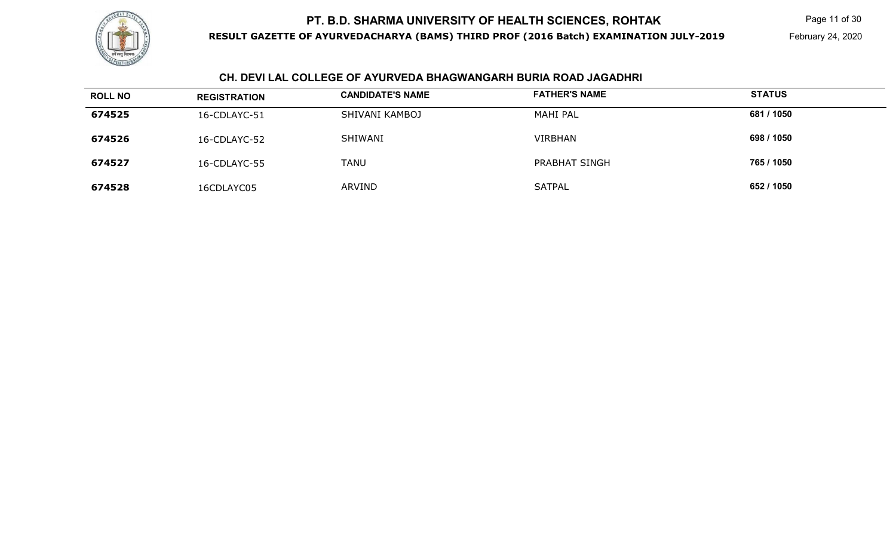## CH. DEVI LAL COLLEGE OF AYURVEDA BHAGWANGARH BURIA ROAD JAGADHRI

| ROLL NO | REGISTRATION | CANDIDATE'S NAME | FATHER'S NAME | STATUS |
|---|---|---|---|---|
| 674525 | 16-CDLAYC-51 | SHIVANI KAMBOJ | MAHI PAL | 681 / 1050 |
| 674526 | 16-CDLAYC-52 | SHIWANI | VIRBHAN | 698 / 1050 |
| 674527 | 16-CDLAYC-55 | TANU | PRABHAT SINGH | 765 / 1050 |
| 674528 | 16CDLAYC05 | ARVIND | SATPAL | 652 / 1050 |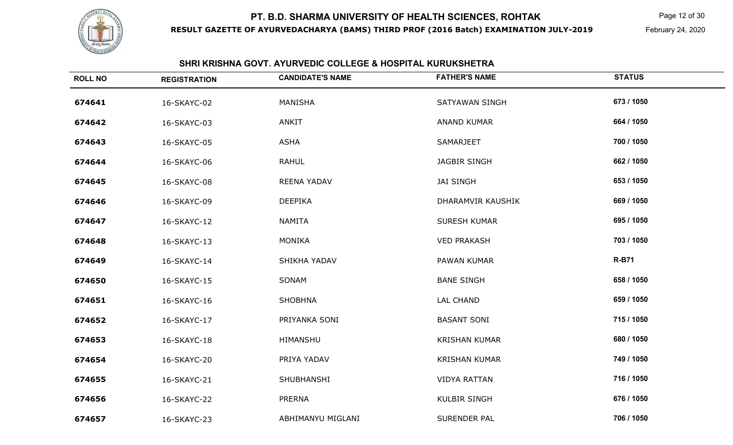# PT. B.D. SHARMA UNIVERSITY OF HEALTH SCIENCES, ROHTAK

**RESULT GAZETTE OF AYURVEDACHARYA (BAMS) THIRD PROF (2016 Batch) EXAMINATION JULY-2019**

February 24, 2020

## SHRI KRISHNA GOVT. AYURVEDIC COLLEGE & HOSPITAL KURUKSHETRA

| ROLL NO | REGISTRATION | CANDIDATE'S NAME | FATHER'S NAME | STATUS |
|---|---|---|---|---|
| 674641 | 16-SKAYC-02 | MANISHA | SATYAWAN SINGH | 673 / 1050 |
| 674642 | 16-SKAYC-03 | ANKIT | ANAND KUMAR | 664 / 1050 |
| 674643 | 16-SKAYC-05 | ASHA | SAMARJEET | 700 / 1050 |
| 674644 | 16-SKAYC-06 | RAHUL | JAGBIR SINGH | 662 / 1050 |
| 674645 | 16-SKAYC-08 | REENA YADAV | JAI SINGH | 653 / 1050 |
| 674646 | 16-SKAYC-09 | DEEPIKA | DHARAMVIR KAUSHIK | 669 / 1050 |
| 674647 | 16-SKAYC-12 | NAMITA | SURESH KUMAR | 695 / 1050 |
| 674648 | 16-SKAYC-13 | MONIKA | VED PRAKASH | 703 / 1050 |
| 674649 | 16-SKAYC-14 | SHIKHA YADAV | PAWAN KUMAR | R-B71 |
| 674650 | 16-SKAYC-15 | SONAM | BANE SINGH | 658 / 1050 |
| 674651 | 16-SKAYC-16 | SHOBHNA | LAL CHAND | 659 / 1050 |
| 674652 | 16-SKAYC-17 | PRIYANKA SONI | BASANT SONI | 715 / 1050 |
| 674653 | 16-SKAYC-18 | HIMANSHU | KRISHAN KUMAR | 680 / 1050 |
| 674654 | 16-SKAYC-20 | PRIYA YADAV | KRISHAN KUMAR | 749 / 1050 |
| 674655 | 16-SKAYC-21 | SHUBHANSHI | VIDYA RATTAN | 716 / 1050 |
| 674656 | 16-SKAYC-22 | PRERNA | KULBIR SINGH | 676 / 1050 |
| 674657 | 16-SKAYC-23 | ABHIMANYU MIGLANI | SURENDER PAL | 706 / 1050 |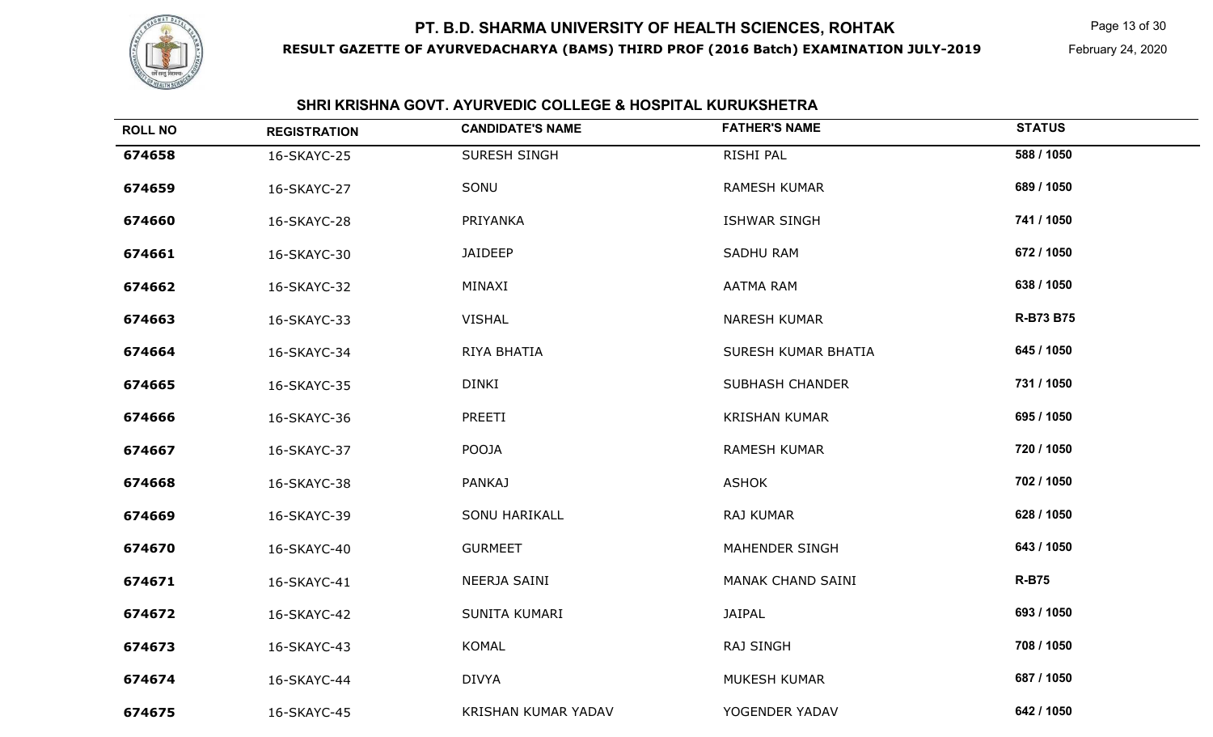# PT. B.D. SHARMA UNIVERSITY OF HEALTH SCIENCES, ROHTAK

**RESULT GAZETTE OF AYURVEDACHARYA (BAMS) THIRD PROF (2016 Batch) EXAMINATION JULY-2019**

February 24, 2020

## SHRI KRISHNA GOVT. AYURVEDIC COLLEGE & HOSPITAL KURUKSHETRA

| ROLL NO | REGISTRATION | CANDIDATE'S NAME | FATHER'S NAME | STATUS |
|---|---|---|---|---|
| 674658 | 16-SKAYC-25 | SURESH SINGH | RISHI PAL | 588 / 1050 |
| 674659 | 16-SKAYC-27 | SONU | RAMESH KUMAR | 689 / 1050 |
| 674660 | 16-SKAYC-28 | PRIYANKA | ISHWAR SINGH | 741 / 1050 |
| 674661 | 16-SKAYC-30 | JAIDEEP | SADHU RAM | 672 / 1050 |
| 674662 | 16-SKAYC-32 | MINAXI | AATMA RAM | 638 / 1050 |
| 674663 | 16-SKAYC-33 | VISHAL | NARESH KUMAR | R-B73 B75 |
| 674664 | 16-SKAYC-34 | RIYA BHATIA | SURESH KUMAR BHATIA | 645 / 1050 |
| 674665 | 16-SKAYC-35 | DINKI | SUBHASH CHANDER | 731 / 1050 |
| 674666 | 16-SKAYC-36 | PREETI | KRISHAN KUMAR | 695 / 1050 |
| 674667 | 16-SKAYC-37 | POOJA | RAMESH KUMAR | 720 / 1050 |
| 674668 | 16-SKAYC-38 | PANKAJ | ASHOK | 702 / 1050 |
| 674669 | 16-SKAYC-39 | SONU HARIKALL | RAJ KUMAR | 628 / 1050 |
| 674670 | 16-SKAYC-40 | GURMEET | MAHENDER SINGH | 643 / 1050 |
| 674671 | 16-SKAYC-41 | NEERJA SAINI | MANAK CHAND SAINI | R-B75 |
| 674672 | 16-SKAYC-42 | SUNITA KUMARI | JAIPAL | 693 / 1050 |
| 674673 | 16-SKAYC-43 | KOMAL | RAJ SINGH | 708 / 1050 |
| 674674 | 16-SKAYC-44 | DIVYA | MUKESH KUMAR | 687 / 1050 |
| 674675 | 16-SKAYC-45 | KRISHAN KUMAR YADAV | YOGENDER YADAV | 642 / 1050 |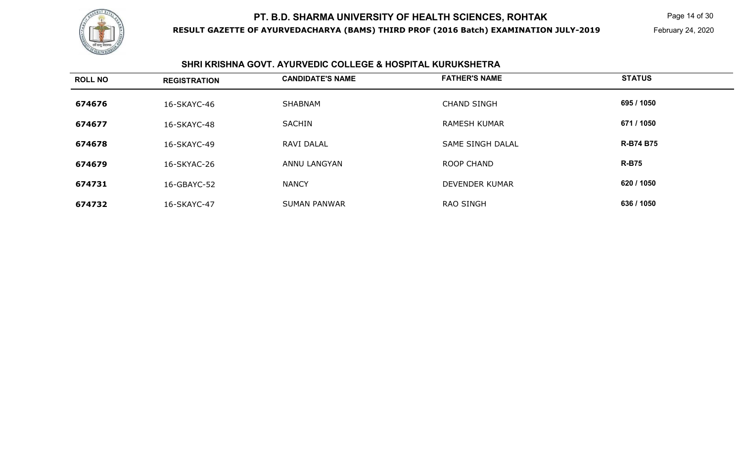# PT. B.D. SHARMA UNIVERSITY OF HEALTH SCIENCES, ROHTAK

**RESULT GAZETTE OF AYURVEDACHARYA (BAMS) THIRD PROF (2016 Batch) EXAMINATION JULY-2019**

February 24, 2020

## SHRI KRISHNA GOVT. AYURVEDIC COLLEGE & HOSPITAL KURUKSHETRA

| ROLL NO | REGISTRATION | CANDIDATE'S NAME | FATHER'S NAME | STATUS |
|---|---|---|---|---|
| 674676 | 16-SKAYC-46 | SHABNAM | CHAND SINGH | 695 / 1050 |
| 674677 | 16-SKAYC-48 | SACHIN | RAMESH KUMAR | 671 / 1050 |
| 674678 | 16-SKAYC-49 | RAVI DALAL | SAME SINGH DALAL | R-B74 B75 |
| 674679 | 16-SKYAC-26 | ANNU LANGYAN | ROOP CHAND | R-B75 |
| 674731 | 16-GBAYC-52 | NANCY | DEVENDER KUMAR | 620 / 1050 |
| 674732 | 16-SKAYC-47 | SUMAN PANWAR | RAO SINGH | 636 / 1050 |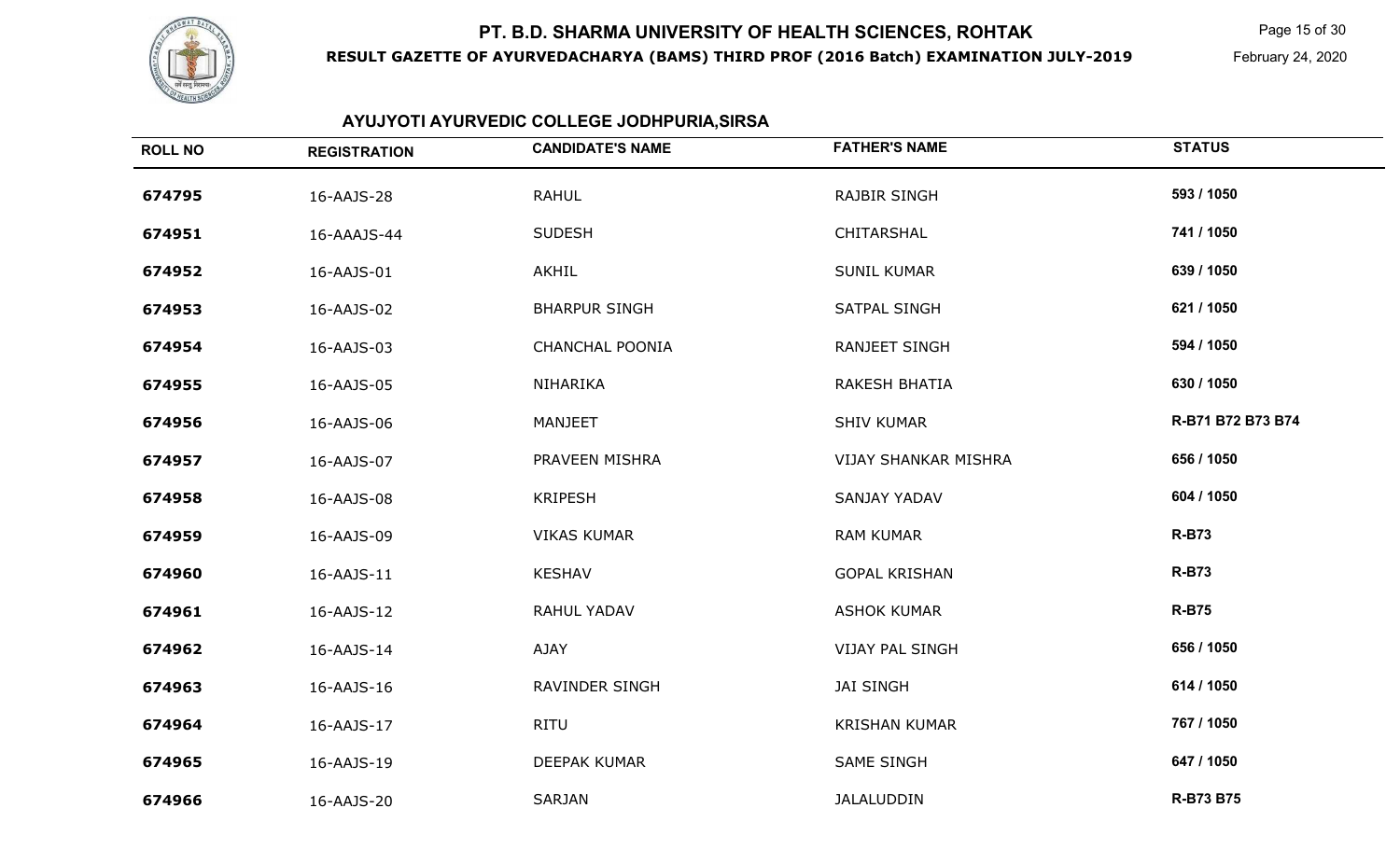# PT. B.D. SHARMA UNIVERSITY OF HEALTH SCIENCES, ROHTAK

**RESULT GAZETTE OF AYURVEDACHARYA (BAMS) THIRD PROF (2016 Batch) EXAMINATION JULY-2019**

February 24, 2020

## AYUJYOTI AYURVEDIC COLLEGE JODHPURIA,SIRSA

| ROLL NO | REGISTRATION | CANDIDATE'S NAME | FATHER'S NAME | STATUS |
|---|---|---|---|---|
| 674795 | 16-AAJS-28 | RAHUL | RAJBIR SINGH | 593 / 1050 |
| 674951 | 16-AAAJS-44 | SUDESH | CHITARSHAL | 741 / 1050 |
| 674952 | 16-AAJS-01 | AKHIL | SUNIL KUMAR | 639 / 1050 |
| 674953 | 16-AAJS-02 | BHARPUR SINGH | SATPAL SINGH | 621 / 1050 |
| 674954 | 16-AAJS-03 | CHANCHAL POONIA | RANJEET SINGH | 594 / 1050 |
| 674955 | 16-AAJS-05 | NIHARIKA | RAKESH BHATIA | 630 / 1050 |
| 674956 | 16-AAJS-06 | MANJEET | SHIV KUMAR | R-B71 B72 B73 B74 |
| 674957 | 16-AAJS-07 | PRAVEEN MISHRA | VIJAY SHANKAR MISHRA | 656 / 1050 |
| 674958 | 16-AAJS-08 | KRIPESH | SANJAY YADAV | 604 / 1050 |
| 674959 | 16-AAJS-09 | VIKAS KUMAR | RAM KUMAR | R-B73 |
| 674960 | 16-AAJS-11 | KESHAV | GOPAL KRISHAN | R-B73 |
| 674961 | 16-AAJS-12 | RAHUL YADAV | ASHOK KUMAR | R-B75 |
| 674962 | 16-AAJS-14 | AJAY | VIJAY PAL SINGH | 656 / 1050 |
| 674963 | 16-AAJS-16 | RAVINDER SINGH | JAI SINGH | 614 / 1050 |
| 674964 | 16-AAJS-17 | RITU | KRISHAN KUMAR | 767 / 1050 |
| 674965 | 16-AAJS-19 | DEEPAK KUMAR | SAME SINGH | 647 / 1050 |
| 674966 | 16-AAJS-20 | SARJAN | JALALUDDIN | R-B73 B75 |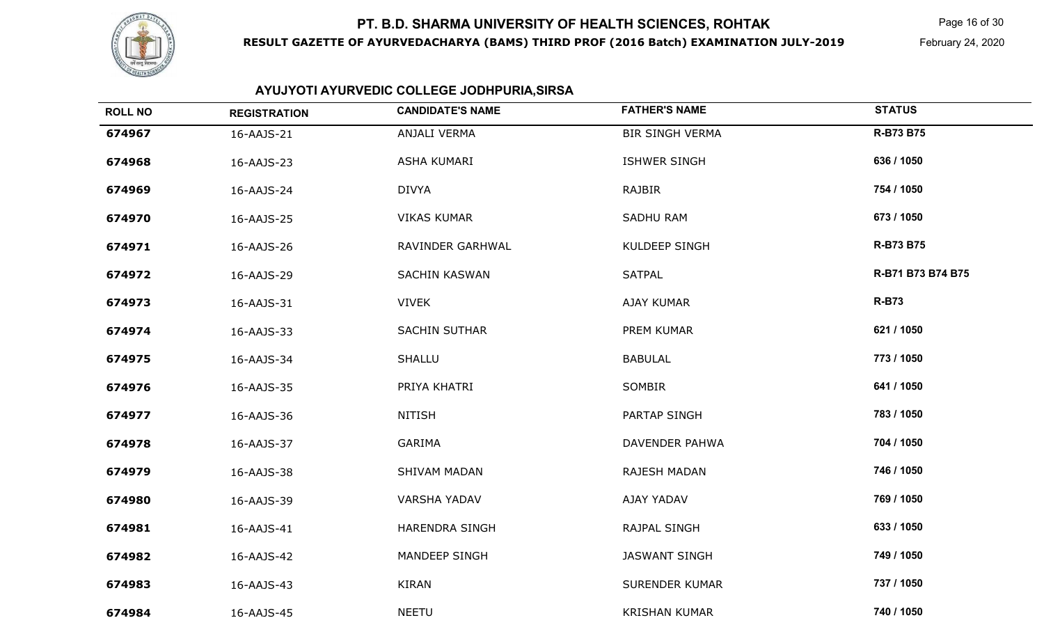# PT. B.D. SHARMA UNIVERSITY OF HEALTH SCIENCES, ROHTAK

**RESULT GAZETTE OF AYURVEDACHARYA (BAMS) THIRD PROF (2016 Batch) EXAMINATION JULY-2019**

February 24, 2020

## AYUJYOTI AYURVEDIC COLLEGE JODHPURIA,SIRSA

| ROLL NO | REGISTRATION | CANDIDATE'S NAME | FATHER'S NAME | STATUS |
|---|---|---|---|---|
| **674967** | 16-AAJS-21 | ANJALI VERMA | BIR SINGH VERMA | **R-B73 B75** |
| **674968** | 16-AAJS-23 | ASHA KUMARI | ISHWER SINGH | **636 / 1050** |
| **674969** | 16-AAJS-24 | DIVYA | RAJBIR | **754 / 1050** |
| **674970** | 16-AAJS-25 | VIKAS KUMAR | SADHU RAM | **673 / 1050** |
| **674971** | 16-AAJS-26 | RAVINDER GARHWAL | KULDEEP SINGH | **R-B73 B75** |
| **674972** | 16-AAJS-29 | SACHIN KASWAN | SATPAL | **R-B71 B73 B74 B75** |
| **674973** | 16-AAJS-31 | VIVEK | AJAY KUMAR | **R-B73** |
| **674974** | 16-AAJS-33 | SACHIN SUTHAR | PREM KUMAR | **621 / 1050** |
| **674975** | 16-AAJS-34 | SHALLU | BABULAL | **773 / 1050** |
| **674976** | 16-AAJS-35 | PRIYA KHATRI | SOMBIR | **641 / 1050** |
| **674977** | 16-AAJS-36 | NITISH | PARTAP SINGH | **783 / 1050** |
| **674978** | 16-AAJS-37 | GARIMA | DAVENDER PAHWA | **704 / 1050** |
| **674979** | 16-AAJS-38 | SHIVAM MADAN | RAJESH MADAN | **746 / 1050** |
| **674980** | 16-AAJS-39 | VARSHA YADAV | AJAY YADAV | **769 / 1050** |
| **674981** | 16-AAJS-41 | HARENDRA SINGH | RAJPAL SINGH | **633 / 1050** |
| **674982** | 16-AAJS-42 | MANDEEP SINGH | JASWANT SINGH | **749 / 1050** |
| **674983** | 16-AAJS-43 | KIRAN | SURENDER KUMAR | **737 / 1050** |
| **674984** | 16-AAJS-45 | NEETU | KRISHAN KUMAR | **740 / 1050** |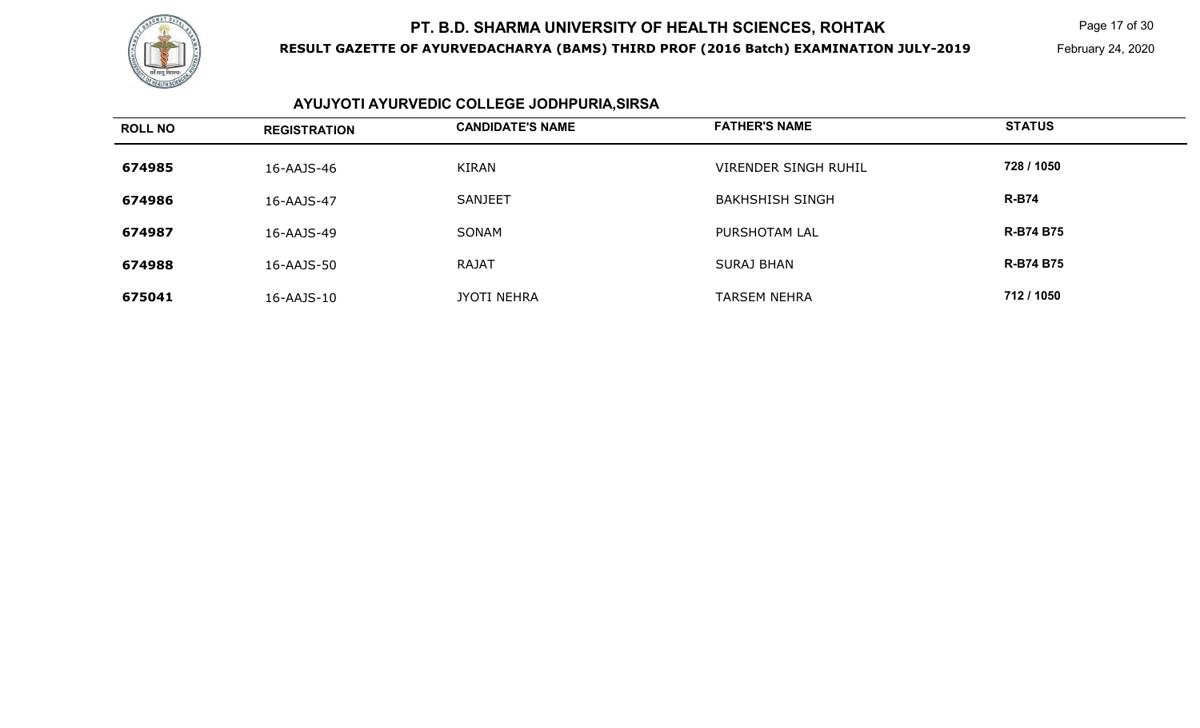## AYUJYOTI AYURVEDIC COLLEGE JODHPURIA,SIRSA

| ROLL NO | REGISTRATION | CANDIDATE'S NAME | FATHER'S NAME | STATUS |
|---|---|---|---|---|
| 674985 | 16-AAJS-46 | KIRAN | VIRENDER SINGH RUHIL | 728 / 1050 |
| 674986 | 16-AAJS-47 | SANJEET | BAKHSHISH SINGH | R-B74 |
| 674987 | 16-AAJS-49 | SONAM | PURSHOTAM LAL | R-B74 B75 |
| 674988 | 16-AAJS-50 | RAJAT | SURAJ BHAN | R-B74 B75 |
| 675041 | 16-AAJS-10 | JYOTI NEHRA | TARSEM NEHRA | 712 / 1050 |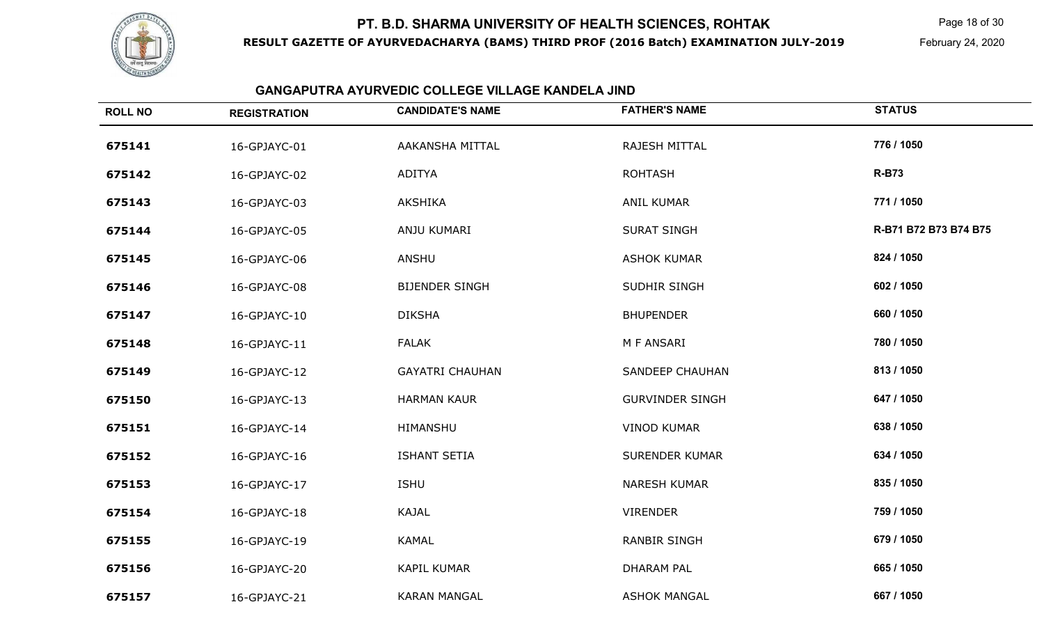# PT. B.D. SHARMA UNIVERSITY OF HEALTH SCIENCES, ROHTAK

**RESULT GAZETTE OF AYURVEDACHARYA (BAMS) THIRD PROF (2016 Batch) EXAMINATION JULY-2019**

February 24, 2020

## GANGAPUTRA AYURVEDIC COLLEGE VILLAGE KANDELA JIND

| ROLL NO | REGISTRATION | CANDIDATE'S NAME | FATHER'S NAME | STATUS |
|---|---|---|---|---|
| 675141 | 16-GPJAYC-01 | AAKANSHA MITTAL | RAJESH MITTAL | 776 / 1050 |
| 675142 | 16-GPJAYC-02 | ADITYA | ROHTASH | R-B73 |
| 675143 | 16-GPJAYC-03 | AKSHIKA | ANIL KUMAR | 771 / 1050 |
| 675144 | 16-GPJAYC-05 | ANJU KUMARI | SURAT SINGH | R-B71 B72 B73 B74 B75 |
| 675145 | 16-GPJAYC-06 | ANSHU | ASHOK KUMAR | 824 / 1050 |
| 675146 | 16-GPJAYC-08 | BIJENDER SINGH | SUDHIR SINGH | 602 / 1050 |
| 675147 | 16-GPJAYC-10 | DIKSHA | BHUPENDER | 660 / 1050 |
| 675148 | 16-GPJAYC-11 | FALAK | M F ANSARI | 780 / 1050 |
| 675149 | 16-GPJAYC-12 | GAYATRI CHAUHAN | SANDEEP CHAUHAN | 813 / 1050 |
| 675150 | 16-GPJAYC-13 | HARMAN KAUR | GURVINDER SINGH | 647 / 1050 |
| 675151 | 16-GPJAYC-14 | HIMANSHU | VINOD KUMAR | 638 / 1050 |
| 675152 | 16-GPJAYC-16 | ISHANT SETIA | SURENDER KUMAR | 634 / 1050 |
| 675153 | 16-GPJAYC-17 | ISHU | NARESH KUMAR | 835 / 1050 |
| 675154 | 16-GPJAYC-18 | KAJAL | VIRENDER | 759 / 1050 |
| 675155 | 16-GPJAYC-19 | KAMAL | RANBIR SINGH | 679 / 1050 |
| 675156 | 16-GPJAYC-20 | KAPIL KUMAR | DHARAM PAL | 665 / 1050 |
| 675157 | 16-GPJAYC-21 | KARAN MANGAL | ASHOK MANGAL | 667 / 1050 |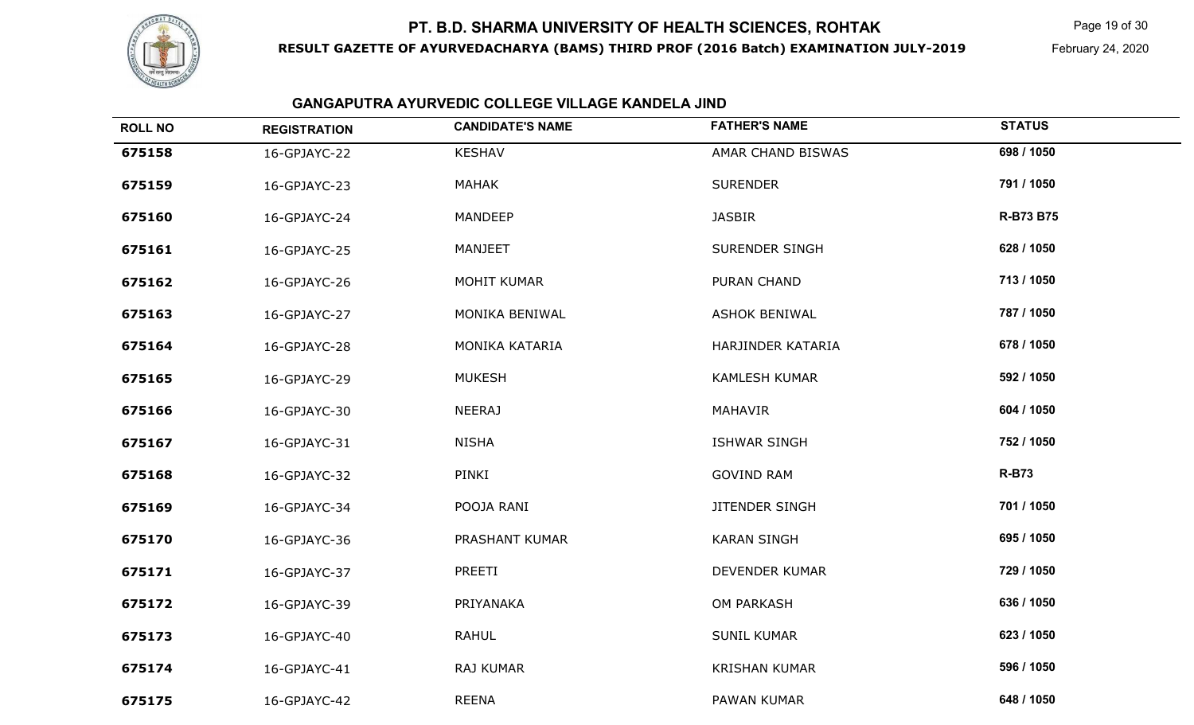# PT. B.D. SHARMA UNIVERSITY OF HEALTH SCIENCES, ROHTAK

**RESULT GAZETTE OF AYURVEDACHARYA (BAMS) THIRD PROF (2016 Batch) EXAMINATION JULY-2019**

February 24, 2020

## GANGAPUTRA AYURVEDIC COLLEGE VILLAGE KANDELA JIND

| ROLL NO | REGISTRATION | CANDIDATE'S NAME | FATHER'S NAME | STATUS |
|---|---|---|---|---|
| **675158** | 16-GPJAYC-22 | KESHAV | AMAR CHAND BISWAS | **698 / 1050** |
| **675159** | 16-GPJAYC-23 | MAHAK | SURENDER | **791 / 1050** |
| **675160** | 16-GPJAYC-24 | MANDEEP | JASBIR | **R-B73 B75** |
| **675161** | 16-GPJAYC-25 | MANJEET | SURENDER SINGH | **628 / 1050** |
| **675162** | 16-GPJAYC-26 | MOHIT KUMAR | PURAN CHAND | **713 / 1050** |
| **675163** | 16-GPJAYC-27 | MONIKA BENIWAL | ASHOK BENIWAL | **787 / 1050** |
| **675164** | 16-GPJAYC-28 | MONIKA KATARIA | HARJINDER KATARIA | **678 / 1050** |
| **675165** | 16-GPJAYC-29 | MUKESH | KAMLESH KUMAR | **592 / 1050** |
| **675166** | 16-GPJAYC-30 | NEERAJ | MAHAVIR | **604 / 1050** |
| **675167** | 16-GPJAYC-31 | NISHA | ISHWAR SINGH | **752 / 1050** |
| **675168** | 16-GPJAYC-32 | PINKI | GOVIND RAM | **R-B73** |
| **675169** | 16-GPJAYC-34 | POOJA RANI | JITENDER SINGH | **701 / 1050** |
| **675170** | 16-GPJAYC-36 | PRASHANT KUMAR | KARAN SINGH | **695 / 1050** |
| **675171** | 16-GPJAYC-37 | PREETI | DEVENDER KUMAR | **729 / 1050** |
| **675172** | 16-GPJAYC-39 | PRIYANAKA | OM PARKASH | **636 / 1050** |
| **675173** | 16-GPJAYC-40 | RAHUL | SUNIL KUMAR | **623 / 1050** |
| **675174** | 16-GPJAYC-41 | RAJ KUMAR | KRISHAN KUMAR | **596 / 1050** |
| **675175** | 16-GPJAYC-42 | REENA | PAWAN KUMAR | **648 / 1050** |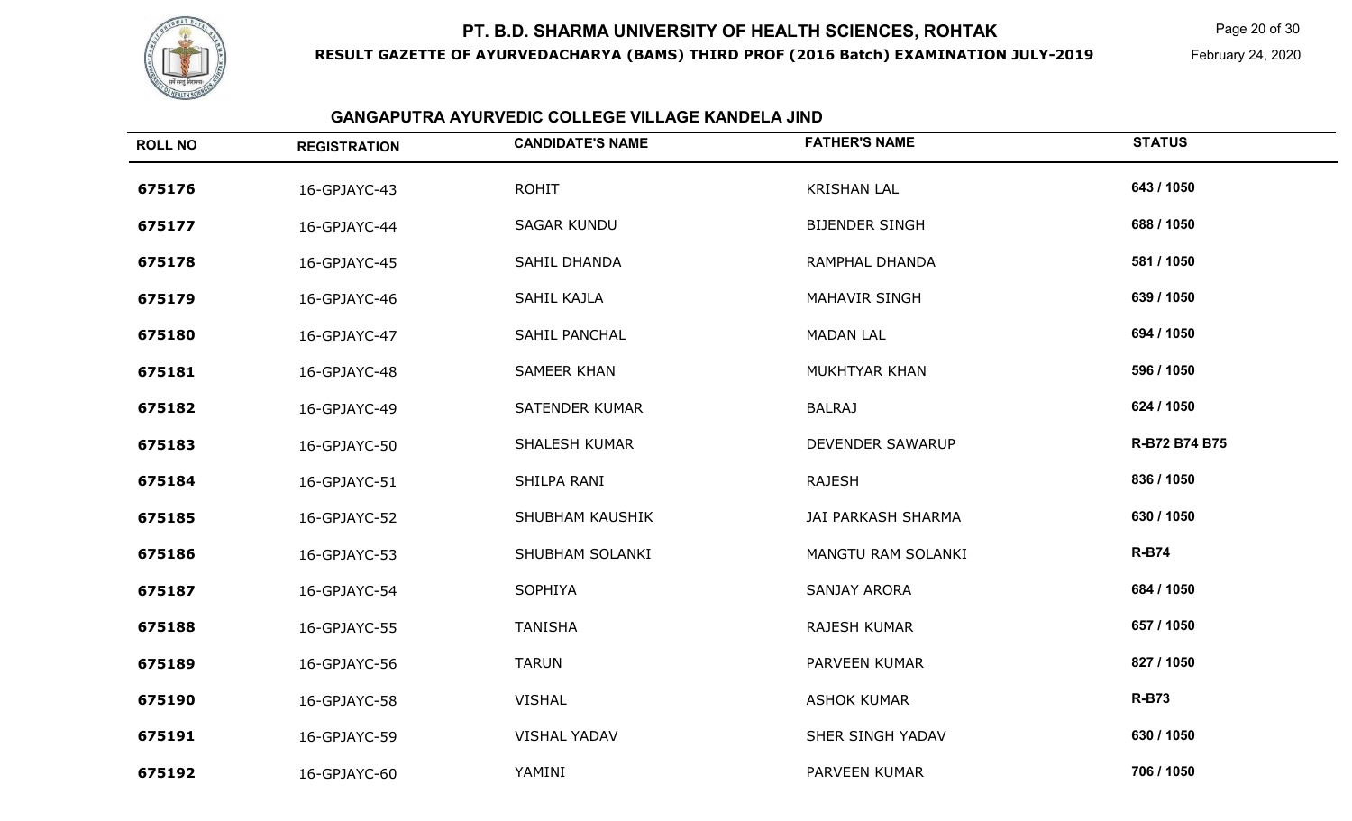# PT. B.D. SHARMA UNIVERSITY OF HEALTH SCIENCES, ROHTAK

**RESULT GAZETTE OF AYURVEDACHARYA (BAMS) THIRD PROF (2016 Batch) EXAMINATION JULY-2019**

February 24, 2020

### GANGAPUTRA AYURVEDIC COLLEGE VILLAGE KANDELA JIND

| ROLL NO | REGISTRATION | CANDIDATE'S NAME | FATHER'S NAME | STATUS |
|---|---|---|---|---|
| 675176 | 16-GPJAYC-43 | ROHIT | KRISHAN LAL | 643 / 1050 |
| 675177 | 16-GPJAYC-44 | SAGAR KUNDU | BIJENDER SINGH | 688 / 1050 |
| 675178 | 16-GPJAYC-45 | SAHIL DHANDA | RAMPHAL DHANDA | 581 / 1050 |
| 675179 | 16-GPJAYC-46 | SAHIL KAJLA | MAHAVIR SINGH | 639 / 1050 |
| 675180 | 16-GPJAYC-47 | SAHIL PANCHAL | MADAN LAL | 694 / 1050 |
| 675181 | 16-GPJAYC-48 | SAMEER KHAN | MUKHTYAR KHAN | 596 / 1050 |
| 675182 | 16-GPJAYC-49 | SATENDER KUMAR | BALRAJ | 624 / 1050 |
| 675183 | 16-GPJAYC-50 | SHALESH KUMAR | DEVENDER SAWARUP | R-B72 B74 B75 |
| 675184 | 16-GPJAYC-51 | SHILPA RANI | RAJESH | 836 / 1050 |
| 675185 | 16-GPJAYC-52 | SHUBHAM KAUSHIK | JAI PARKASH SHARMA | 630 / 1050 |
| 675186 | 16-GPJAYC-53 | SHUBHAM SOLANKI | MANGTU RAM SOLANKI | R-B74 |
| 675187 | 16-GPJAYC-54 | SOPHIYA | SANJAY ARORA | 684 / 1050 |
| 675188 | 16-GPJAYC-55 | TANISHA | RAJESH KUMAR | 657 / 1050 |
| 675189 | 16-GPJAYC-56 | TARUN | PARVEEN KUMAR | 827 / 1050 |
| 675190 | 16-GPJAYC-58 | VISHAL | ASHOK KUMAR | R-B73 |
| 675191 | 16-GPJAYC-59 | VISHAL YADAV | SHER SINGH YADAV | 630 / 1050 |
| 675192 | 16-GPJAYC-60 | YAMINI | PARVEEN KUMAR | 706 / 1050 |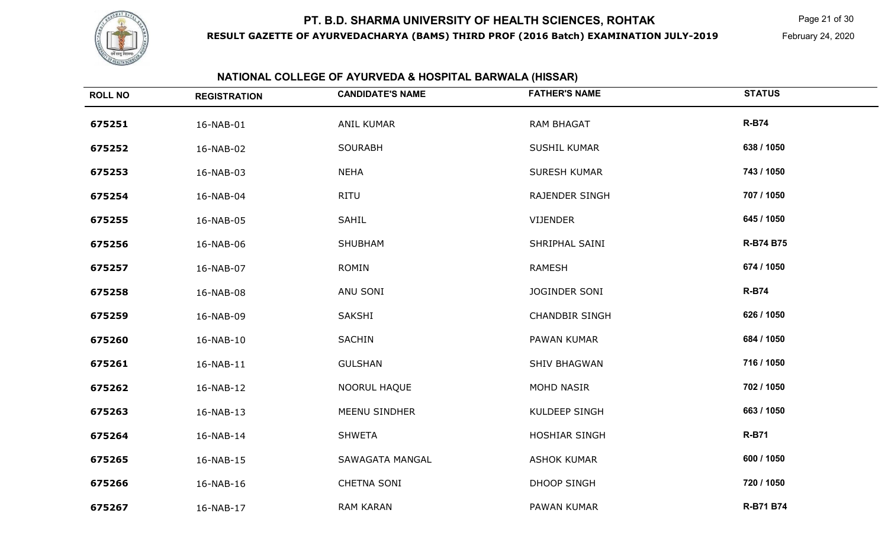# PT. B.D. SHARMA UNIVERSITY OF HEALTH SCIENCES, ROHTAK

**RESULT GAZETTE OF AYURVEDACHARYA (BAMS) THIRD PROF (2016 Batch) EXAMINATION JULY-2019**

February 24, 2020

## NATIONAL COLLEGE OF AYURVEDA & HOSPITAL BARWALA (HISSAR)

| ROLL NO | REGISTRATION | CANDIDATE'S NAME | FATHER'S NAME | STATUS |
|---|---|---|---|---|
| 675251 | 16-NAB-01 | ANIL KUMAR | RAM BHAGAT | R-B74 |
| 675252 | 16-NAB-02 | SOURABH | SUSHIL KUMAR | 638 / 1050 |
| 675253 | 16-NAB-03 | NEHA | SURESH KUMAR | 743 / 1050 |
| 675254 | 16-NAB-04 | RITU | RAJENDER SINGH | 707 / 1050 |
| 675255 | 16-NAB-05 | SAHIL | VIJENDER | 645 / 1050 |
| 675256 | 16-NAB-06 | SHUBHAM | SHRIPHAL SAINI | R-B74 B75 |
| 675257 | 16-NAB-07 | ROMIN | RAMESH | 674 / 1050 |
| 675258 | 16-NAB-08 | ANU SONI | JOGINDER SONI | R-B74 |
| 675259 | 16-NAB-09 | SAKSHI | CHANDBIR SINGH | 626 / 1050 |
| 675260 | 16-NAB-10 | SACHIN | PAWAN KUMAR | 684 / 1050 |
| 675261 | 16-NAB-11 | GULSHAN | SHIV BHAGWAN | 716 / 1050 |
| 675262 | 16-NAB-12 | NOORUL HAQUE | MOHD NASIR | 702 / 1050 |
| 675263 | 16-NAB-13 | MEENU SINDHER | KULDEEP SINGH | 663 / 1050 |
| 675264 | 16-NAB-14 | SHWETA | HOSHIAR SINGH | R-B71 |
| 675265 | 16-NAB-15 | SAWAGATA MANGAL | ASHOK KUMAR | 600 / 1050 |
| 675266 | 16-NAB-16 | CHETNA SONI | DHOOP SINGH | 720 / 1050 |
| 675267 | 16-NAB-17 | RAM KARAN | PAWAN KUMAR | R-B71 B74 |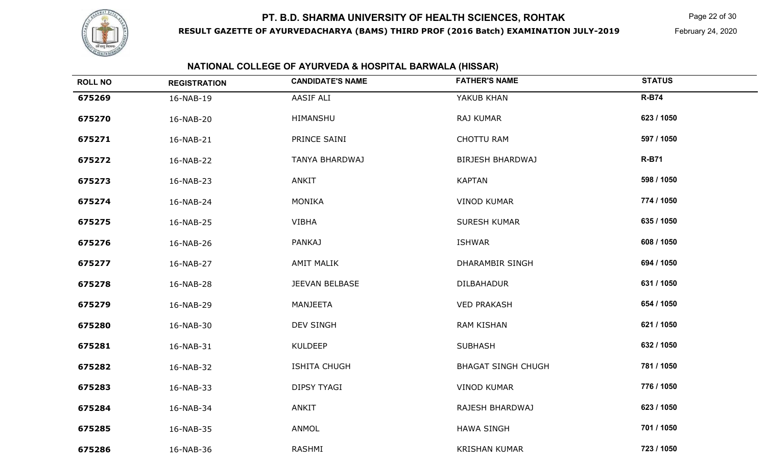# PT. B.D. SHARMA UNIVERSITY OF HEALTH SCIENCES, ROHTAK

**RESULT GAZETTE OF AYURVEDACHARYA (BAMS) THIRD PROF (2016 Batch) EXAMINATION JULY-2019**

February 24, 2020

## NATIONAL COLLEGE OF AYURVEDA & HOSPITAL BARWALA (HISSAR)

| ROLL NO | REGISTRATION | CANDIDATE'S NAME | FATHER'S NAME | STATUS |
|---|---|---|---|---|
| 675269 | 16-NAB-19 | AASIF ALI | YAKUB KHAN | R-B74 |
| 675270 | 16-NAB-20 | HIMANSHU | RAJ KUMAR | 623 / 1050 |
| 675271 | 16-NAB-21 | PRINCE SAINI | CHOTTU RAM | 597 / 1050 |
| 675272 | 16-NAB-22 | TANYA BHARDWAJ | BIRJESH BHARDWAJ | R-B71 |
| 675273 | 16-NAB-23 | ANKIT | KAPTAN | 598 / 1050 |
| 675274 | 16-NAB-24 | MONIKA | VINOD KUMAR | 774 / 1050 |
| 675275 | 16-NAB-25 | VIBHA | SURESH KUMAR | 635 / 1050 |
| 675276 | 16-NAB-26 | PANKAJ | ISHWAR | 608 / 1050 |
| 675277 | 16-NAB-27 | AMIT MALIK | DHARAMBIR SINGH | 694 / 1050 |
| 675278 | 16-NAB-28 | JEEVAN BELBASE | DILBAHADUR | 631 / 1050 |
| 675279 | 16-NAB-29 | MANJEETA | VED PRAKASH | 654 / 1050 |
| 675280 | 16-NAB-30 | DEV SINGH | RAM KISHAN | 621 / 1050 |
| 675281 | 16-NAB-31 | KULDEEP | SUBHASH | 632 / 1050 |
| 675282 | 16-NAB-32 | ISHITA CHUGH | BHAGAT SINGH CHUGH | 781 / 1050 |
| 675283 | 16-NAB-33 | DIPSY TYAGI | VINOD KUMAR | 776 / 1050 |
| 675284 | 16-NAB-34 | ANKIT | RAJESH BHARDWAJ | 623 / 1050 |
| 675285 | 16-NAB-35 | ANMOL | HAWA SINGH | 701 / 1050 |
| 675286 | 16-NAB-36 | RASHMI | KRISHAN KUMAR | 723 / 1050 |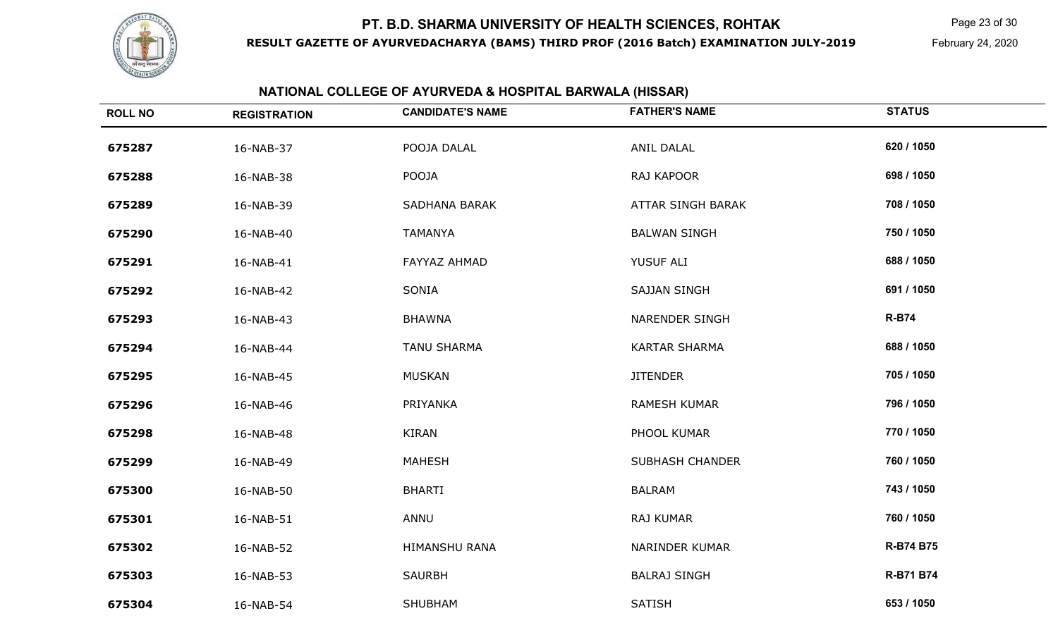# PT. B.D. SHARMA UNIVERSITY OF HEALTH SCIENCES, ROHTAK

**RESULT GAZETTE OF AYURVEDACHARYA (BAMS) THIRD PROF (2016 Batch) EXAMINATION JULY-2019**

February 24, 2020

## NATIONAL COLLEGE OF AYURVEDA & HOSPITAL BARWALA (HISSAR)

| ROLL NO | REGISTRATION | CANDIDATE'S NAME | FATHER'S NAME | STATUS |
|---|---|---|---|---|
| 675287 | 16-NAB-37 | POOJA DALAL | ANIL DALAL | 620 / 1050 |
| 675288 | 16-NAB-38 | POOJA | RAJ KAPOOR | 698 / 1050 |
| 675289 | 16-NAB-39 | SADHANA BARAK | ATTAR SINGH BARAK | 708 / 1050 |
| 675290 | 16-NAB-40 | TAMANYA | BALWAN SINGH | 750 / 1050 |
| 675291 | 16-NAB-41 | FAYYAZ AHMAD | YUSUF ALI | 688 / 1050 |
| 675292 | 16-NAB-42 | SONIA | SAJJAN SINGH | 691 / 1050 |
| 675293 | 16-NAB-43 | BHAWNA | NARENDER SINGH | R-B74 |
| 675294 | 16-NAB-44 | TANU SHARMA | KARTAR SHARMA | 688 / 1050 |
| 675295 | 16-NAB-45 | MUSKAN | JITENDER | 705 / 1050 |
| 675296 | 16-NAB-46 | PRIYANKA | RAMESH KUMAR | 796 / 1050 |
| 675298 | 16-NAB-48 | KIRAN | PHOOL KUMAR | 770 / 1050 |
| 675299 | 16-NAB-49 | MAHESH | SUBHASH CHANDER | 760 / 1050 |
| 675300 | 16-NAB-50 | BHARTI | BALRAM | 743 / 1050 |
| 675301 | 16-NAB-51 | ANNU | RAJ KUMAR | 760 / 1050 |
| 675302 | 16-NAB-52 | HIMANSHU RANA | NARINDER KUMAR | R-B74 B75 |
| 675303 | 16-NAB-53 | SAURBH | BALRAJ SINGH | R-B71 B74 |
| 675304 | 16-NAB-54 | SHUBHAM | SATISH | 653 / 1050 |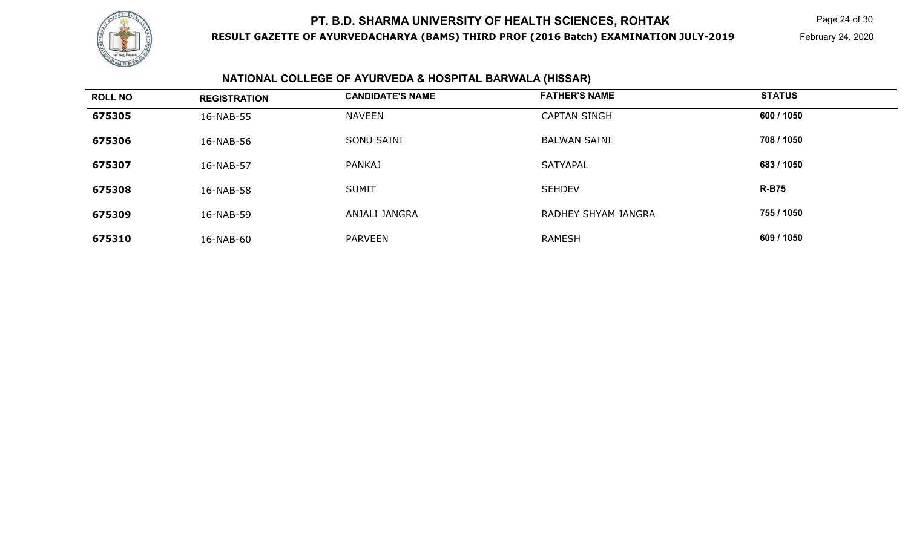## NATIONAL COLLEGE OF AYURVEDA & HOSPITAL BARWALA (HISSAR)

| ROLL NO | REGISTRATION | CANDIDATE'S NAME | FATHER'S NAME | STATUS |
|---|---|---|---|---|
| **675305** | 16-NAB-55 | NAVEEN | CAPTAN SINGH | **600 / 1050** |
| **675306** | 16-NAB-56 | SONU SAINI | BALWAN SAINI | **708 / 1050** |
| **675307** | 16-NAB-57 | PANKAJ | SATYAPAL | **683 / 1050** |
| **675308** | 16-NAB-58 | SUMIT | SEHDEV | **R-B75** |
| **675309** | 16-NAB-59 | ANJALI JANGRA | RADHEY SHYAM JANGRA | **755 / 1050** |
| **675310** | 16-NAB-60 | PARVEEN | RAMESH | **609 / 1050** |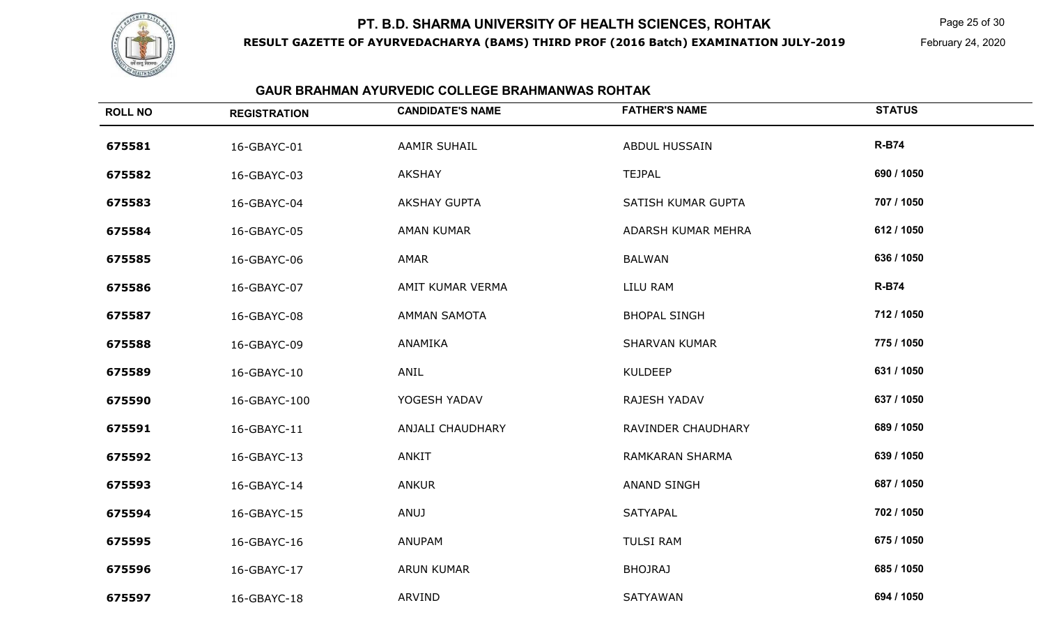# PT. B.D. SHARMA UNIVERSITY OF HEALTH SCIENCES, ROHTAK

**RESULT GAZETTE OF AYURVEDACHARYA (BAMS) THIRD PROF (2016 Batch) EXAMINATION JULY-2019**

February 24, 2020

## GAUR BRAHMAN AYURVEDIC COLLEGE BRAHMANWAS ROHTAK

| ROLL NO | REGISTRATION | CANDIDATE'S NAME | FATHER'S NAME | STATUS |
|---|---|---|---|---|
| 675581 | 16-GBAYC-01 | AAMIR SUHAIL | ABDUL HUSSAIN | R-B74 |
| 675582 | 16-GBAYC-03 | AKSHAY | TEJPAL | 690 / 1050 |
| 675583 | 16-GBAYC-04 | AKSHAY GUPTA | SATISH KUMAR GUPTA | 707 / 1050 |
| 675584 | 16-GBAYC-05 | AMAN KUMAR | ADARSH KUMAR MEHRA | 612 / 1050 |
| 675585 | 16-GBAYC-06 | AMAR | BALWAN | 636 / 1050 |
| 675586 | 16-GBAYC-07 | AMIT KUMAR VERMA | LILU RAM | R-B74 |
| 675587 | 16-GBAYC-08 | AMMAN SAMOTA | BHOPAL SINGH | 712 / 1050 |
| 675588 | 16-GBAYC-09 | ANAMIKA | SHARVAN KUMAR | 775 / 1050 |
| 675589 | 16-GBAYC-10 | ANIL | KULDEEP | 631 / 1050 |
| 675590 | 16-GBAYC-100 | YOGESH YADAV | RAJESH YADAV | 637 / 1050 |
| 675591 | 16-GBAYC-11 | ANJALI CHAUDHARY | RAVINDER CHAUDHARY | 689 / 1050 |
| 675592 | 16-GBAYC-13 | ANKIT | RAMKARAN SHARMA | 639 / 1050 |
| 675593 | 16-GBAYC-14 | ANKUR | ANAND SINGH | 687 / 1050 |
| 675594 | 16-GBAYC-15 | ANUJ | SATYAPAL | 702 / 1050 |
| 675595 | 16-GBAYC-16 | ANUPAM | TULSI RAM | 675 / 1050 |
| 675596 | 16-GBAYC-17 | ARUN KUMAR | BHOJRAJ | 685 / 1050 |
| 675597 | 16-GBAYC-18 | ARVIND | SATYAWAN | 694 / 1050 |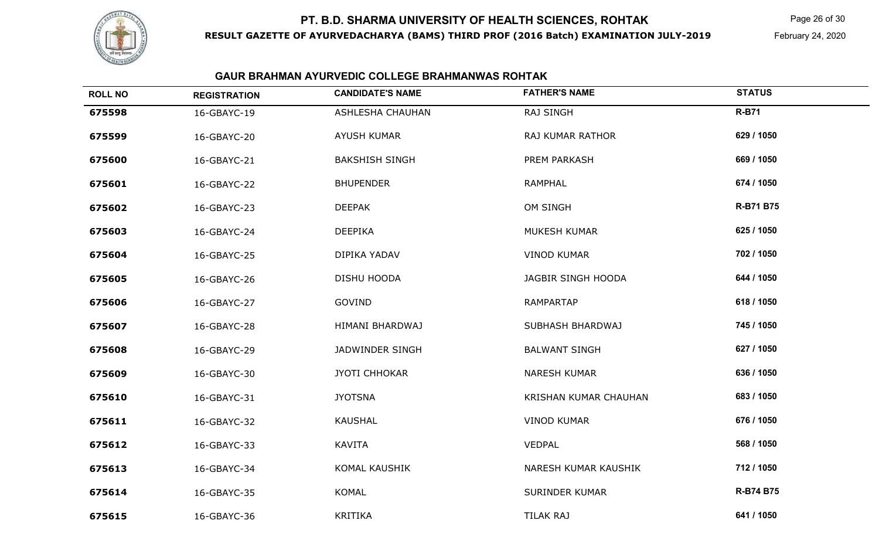# PT. B.D. SHARMA UNIVERSITY OF HEALTH SCIENCES, ROHTAK

**RESULT GAZETTE OF AYURVEDACHARYA (BAMS) THIRD PROF (2016 Batch) EXAMINATION JULY-2019**

February 24, 2020

### GAUR BRAHMAN AYURVEDIC COLLEGE BRAHMANWAS ROHTAK

| ROLL NO | REGISTRATION | CANDIDATE'S NAME | FATHER'S NAME | STATUS |
|---|---|---|---|---|
| **675598** | 16-GBAYC-19 | ASHLESHA CHAUHAN | RAJ SINGH | **R-B71** |
| **675599** | 16-GBAYC-20 | AYUSH KUMAR | RAJ KUMAR RATHOR | **629 / 1050** |
| **675600** | 16-GBAYC-21 | BAKSHISH SINGH | PREM PARKASH | **669 / 1050** |
| **675601** | 16-GBAYC-22 | BHUPENDER | RAMPHAL | **674 / 1050** |
| **675602** | 16-GBAYC-23 | DEEPAK | OM SINGH | **R-B71 B75** |
| **675603** | 16-GBAYC-24 | DEEPIKA | MUKESH KUMAR | **625 / 1050** |
| **675604** | 16-GBAYC-25 | DIPIKA YADAV | VINOD KUMAR | **702 / 1050** |
| **675605** | 16-GBAYC-26 | DISHU HOODA | JAGBIR SINGH HOODA | **644 / 1050** |
| **675606** | 16-GBAYC-27 | GOVIND | RAMPARTAP | **618 / 1050** |
| **675607** | 16-GBAYC-28 | HIMANI BHARDWAJ | SUBHASH BHARDWAJ | **745 / 1050** |
| **675608** | 16-GBAYC-29 | JADWINDER SINGH | BALWANT SINGH | **627 / 1050** |
| **675609** | 16-GBAYC-30 | JYOTI CHHOKAR | NARESH KUMAR | **636 / 1050** |
| **675610** | 16-GBAYC-31 | JYOTSNA | KRISHAN KUMAR CHAUHAN | **683 / 1050** |
| **675611** | 16-GBAYC-32 | KAUSHAL | VINOD KUMAR | **676 / 1050** |
| **675612** | 16-GBAYC-33 | KAVITA | VEDPAL | **568 / 1050** |
| **675613** | 16-GBAYC-34 | KOMAL KAUSHIK | NARESH KUMAR KAUSHIK | **712 / 1050** |
| **675614** | 16-GBAYC-35 | KOMAL | SURINDER KUMAR | **R-B74 B75** |
| **675615** | 16-GBAYC-36 | KRITIKA | TILAK RAJ | **641 / 1050** |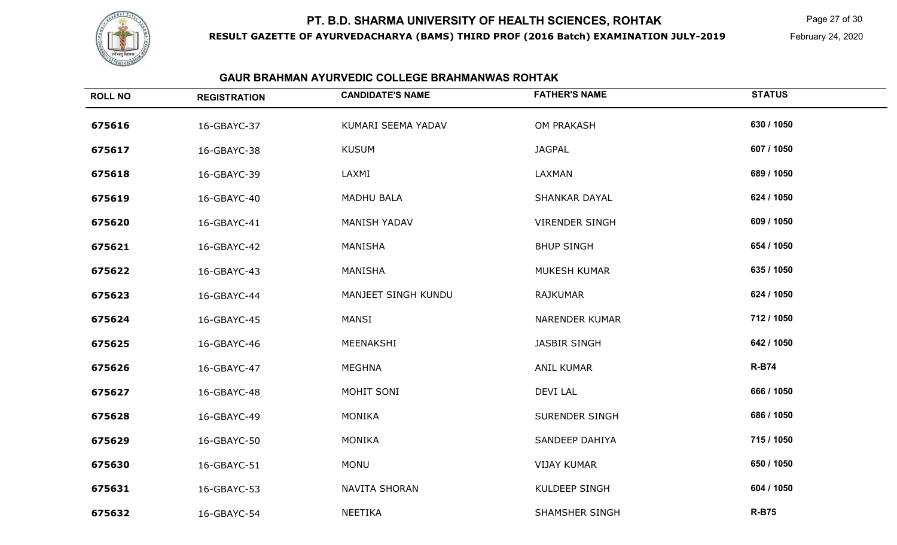# PT. B.D. SHARMA UNIVERSITY OF HEALTH SCIENCES, ROHTAK

**RESULT GAZETTE OF AYURVEDACHARYA (BAMS) THIRD PROF (2016 Batch) EXAMINATION JULY-2019**

February 24, 2020

## GAUR BRAHMAN AYURVEDIC COLLEGE BRAHMANWAS ROHTAK

| ROLL NO | REGISTRATION | CANDIDATE'S NAME | FATHER'S NAME | STATUS |
|---|---|---|---|---|
| 675616 | 16-GBAYC-37 | KUMARI SEEMA YADAV | OM PRAKASH | 630 / 1050 |
| 675617 | 16-GBAYC-38 | KUSUM | JAGPAL | 607 / 1050 |
| 675618 | 16-GBAYC-39 | LAXMI | LAXMAN | 689 / 1050 |
| 675619 | 16-GBAYC-40 | MADHU BALA | SHANKAR DAYAL | 624 / 1050 |
| 675620 | 16-GBAYC-41 | MANISH YADAV | VIRENDER SINGH | 609 / 1050 |
| 675621 | 16-GBAYC-42 | MANISHA | BHUP SINGH | 654 / 1050 |
| 675622 | 16-GBAYC-43 | MANISHA | MUKESH KUMAR | 635 / 1050 |
| 675623 | 16-GBAYC-44 | MANJEET SINGH KUNDU | RAJKUMAR | 624 / 1050 |
| 675624 | 16-GBAYC-45 | MANSI | NARENDER KUMAR | 712 / 1050 |
| 675625 | 16-GBAYC-46 | MEENAKSHI | JASBIR SINGH | 642 / 1050 |
| 675626 | 16-GBAYC-47 | MEGHNA | ANIL KUMAR | R-B74 |
| 675627 | 16-GBAYC-48 | MOHIT SONI | DEVI LAL | 666 / 1050 |
| 675628 | 16-GBAYC-49 | MONIKA | SURENDER SINGH | 686 / 1050 |
| 675629 | 16-GBAYC-50 | MONIKA | SANDEEP DAHIYA | 715 / 1050 |
| 675630 | 16-GBAYC-51 | MONU | VIJAY KUMAR | 650 / 1050 |
| 675631 | 16-GBAYC-53 | NAVITA SHORAN | KULDEEP SINGH | 604 / 1050 |
| 675632 | 16-GBAYC-54 | NEETIKA | SHAMSHER SINGH | R-B75 |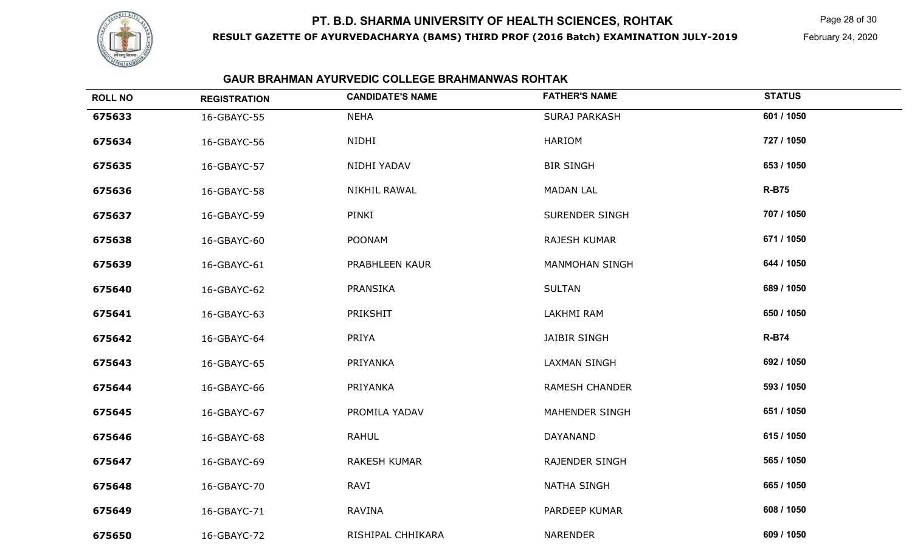# PT. B.D. SHARMA UNIVERSITY OF HEALTH SCIENCES, ROHTAK

**RESULT GAZETTE OF AYURVEDACHARYA (BAMS) THIRD PROF (2016 Batch) EXAMINATION JULY-2019**

February 24, 2020

## GAUR BRAHMAN AYURVEDIC COLLEGE BRAHMANWAS ROHTAK

| ROLL NO | REGISTRATION | CANDIDATE'S NAME | FATHER'S NAME | STATUS |
|---|---|---|---|---|
| **675633** | 16-GBAYC-55 | NEHA | SURAJ PARKASH | **601 / 1050** |
| **675634** | 16-GBAYC-56 | NIDHI | HARIOM | **727 / 1050** |
| **675635** | 16-GBAYC-57 | NIDHI YADAV | BIR SINGH | **653 / 1050** |
| **675636** | 16-GBAYC-58 | NIKHIL RAWAL | MADAN LAL | **R-B75** |
| **675637** | 16-GBAYC-59 | PINKI | SURENDER SINGH | **707 / 1050** |
| **675638** | 16-GBAYC-60 | POONAM | RAJESH KUMAR | **671 / 1050** |
| **675639** | 16-GBAYC-61 | PRABHLEEN KAUR | MANMOHAN SINGH | **644 / 1050** |
| **675640** | 16-GBAYC-62 | PRANSIKA | SULTAN | **689 / 1050** |
| **675641** | 16-GBAYC-63 | PRIKSHIT | LAKHMI RAM | **650 / 1050** |
| **675642** | 16-GBAYC-64 | PRIYA | JAIBIR SINGH | **R-B74** |
| **675643** | 16-GBAYC-65 | PRIYANKA | LAXMAN SINGH | **692 / 1050** |
| **675644** | 16-GBAYC-66 | PRIYANKA | RAMESH CHANDER | **593 / 1050** |
| **675645** | 16-GBAYC-67 | PROMILA YADAV | MAHENDER SINGH | **651 / 1050** |
| **675646** | 16-GBAYC-68 | RAHUL | DAYANAND | **615 / 1050** |
| **675647** | 16-GBAYC-69 | RAKESH KUMAR | RAJENDER SINGH | **565 / 1050** |
| **675648** | 16-GBAYC-70 | RAVI | NATHA SINGH | **665 / 1050** |
| **675649** | 16-GBAYC-71 | RAVINA | PARDEEP KUMAR | **608 / 1050** |
| **675650** | 16-GBAYC-72 | RISHIPAL CHHIKARA | NARENDER | **609 / 1050** |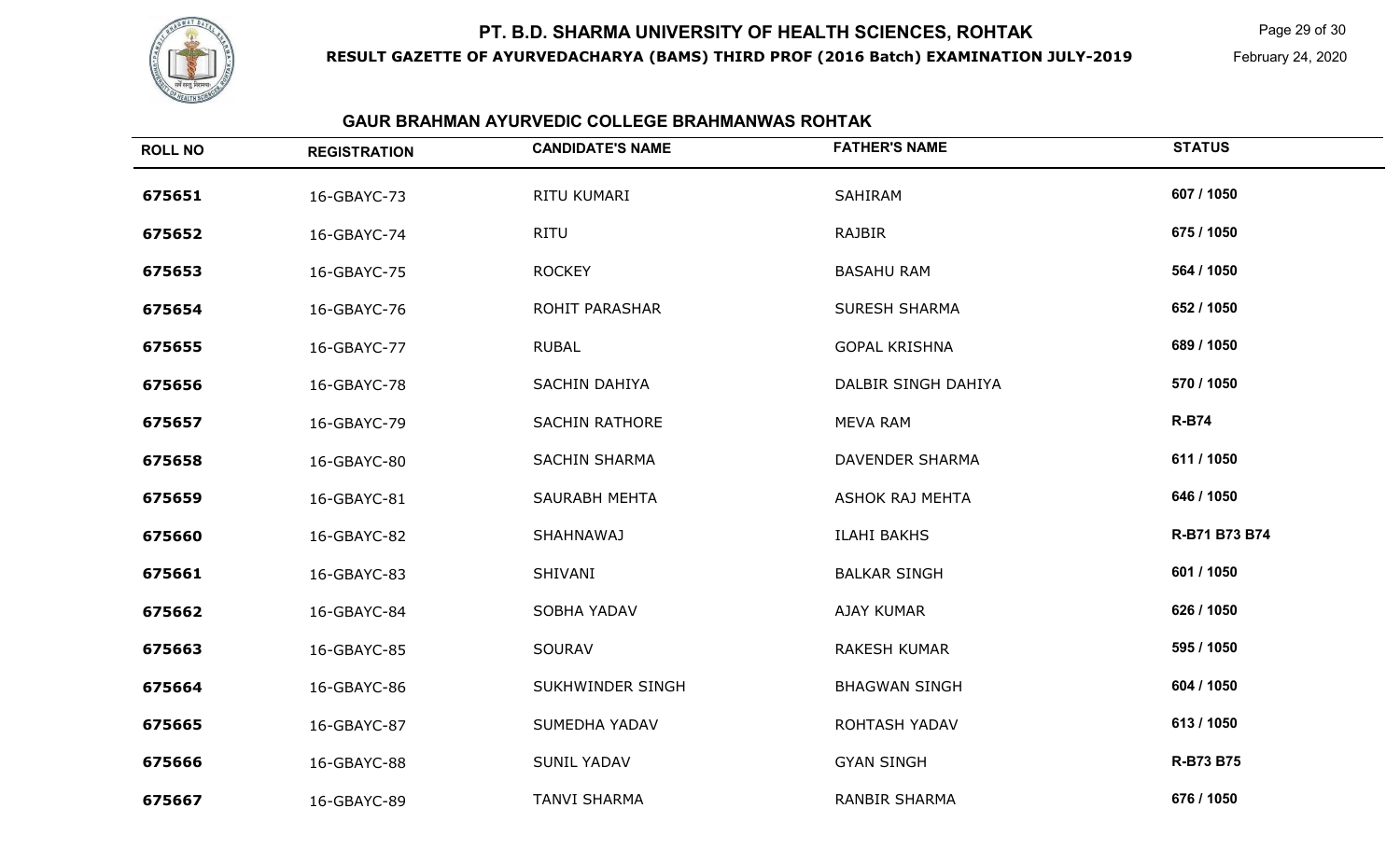# PT. B.D. SHARMA UNIVERSITY OF HEALTH SCIENCES, ROHTAK

**RESULT GAZETTE OF AYURVEDACHARYA (BAMS) THIRD PROF (2016 Batch) EXAMINATION JULY-2019**

February 24, 2020

## GAUR BRAHMAN AYURVEDIC COLLEGE BRAHMANWAS ROHTAK

| ROLL NO | REGISTRATION | CANDIDATE'S NAME | FATHER'S NAME | STATUS |
|---|---|---|---|---|
| 675651 | 16-GBAYC-73 | RITU KUMARI | SAHIRAM | 607 / 1050 |
| 675652 | 16-GBAYC-74 | RITU | RAJBIR | 675 / 1050 |
| 675653 | 16-GBAYC-75 | ROCKEY | BASAHU RAM | 564 / 1050 |
| 675654 | 16-GBAYC-76 | ROHIT PARASHAR | SURESH SHARMA | 652 / 1050 |
| 675655 | 16-GBAYC-77 | RUBAL | GOPAL KRISHNA | 689 / 1050 |
| 675656 | 16-GBAYC-78 | SACHIN DAHIYA | DALBIR SINGH DAHIYA | 570 / 1050 |
| 675657 | 16-GBAYC-79 | SACHIN RATHORE | MEVA RAM | R-B74 |
| 675658 | 16-GBAYC-80 | SACHIN SHARMA | DAVENDER SHARMA | 611 / 1050 |
| 675659 | 16-GBAYC-81 | SAURABH MEHTA | ASHOK RAJ MEHTA | 646 / 1050 |
| 675660 | 16-GBAYC-82 | SHAHNAWAJ | ILAHI BAKHS | R-B71 B73 B74 |
| 675661 | 16-GBAYC-83 | SHIVANI | BALKAR SINGH | 601 / 1050 |
| 675662 | 16-GBAYC-84 | SOBHA YADAV | AJAY KUMAR | 626 / 1050 |
| 675663 | 16-GBAYC-85 | SOURAV | RAKESH KUMAR | 595 / 1050 |
| 675664 | 16-GBAYC-86 | SUKHWINDER SINGH | BHAGWAN SINGH | 604 / 1050 |
| 675665 | 16-GBAYC-87 | SUMEDHA YADAV | ROHTASH YADAV | 613 / 1050 |
| 675666 | 16-GBAYC-88 | SUNIL YADAV | GYAN SINGH | R-B73 B75 |
| 675667 | 16-GBAYC-89 | TANVI SHARMA | RANBIR SHARMA | 676 / 1050 |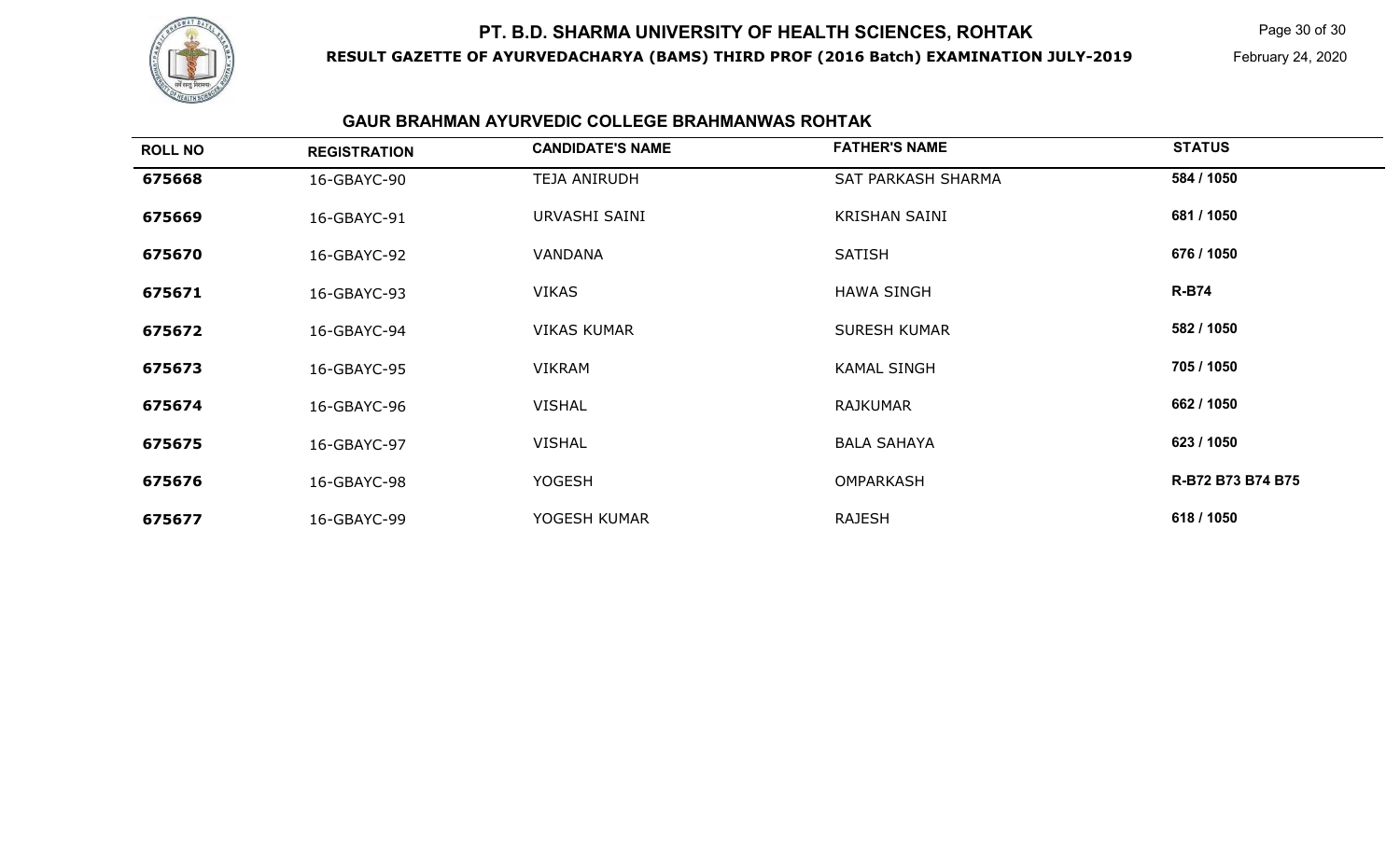# PT. B.D. SHARMA UNIVERSITY OF HEALTH SCIENCES, ROHTAK

**RESULT GAZETTE OF AYURVEDACHARYA (BAMS) THIRD PROF (2016 Batch) EXAMINATION JULY-2019**

February 24, 2020

### GAUR BRAHMAN AYURVEDIC COLLEGE BRAHMANWAS ROHTAK

| ROLL NO | REGISTRATION | CANDIDATE'S NAME | FATHER'S NAME | STATUS |
|---|---|---|---|---|
| **675668** | 16-GBAYC-90 | TEJA ANIRUDH | SAT PARKASH SHARMA | **584 / 1050** |
| **675669** | 16-GBAYC-91 | URVASHI SAINI | KRISHAN SAINI | **681 / 1050** |
| **675670** | 16-GBAYC-92 | VANDANA | SATISH | **676 / 1050** |
| **675671** | 16-GBAYC-93 | VIKAS | HAWA SINGH | **R-B74** |
| **675672** | 16-GBAYC-94 | VIKAS KUMAR | SURESH KUMAR | **582 / 1050** |
| **675673** | 16-GBAYC-95 | VIKRAM | KAMAL SINGH | **705 / 1050** |
| **675674** | 16-GBAYC-96 | VISHAL | RAJKUMAR | **662 / 1050** |
| **675675** | 16-GBAYC-97 | VISHAL | BALA SAHAYA | **623 / 1050** |
| **675676** | 16-GBAYC-98 | YOGESH | OMPARKASH | **R-B72 B73 B74 B75** |
| **675677** | 16-GBAYC-99 | YOGESH KUMAR | RAJESH | **618 / 1050** |